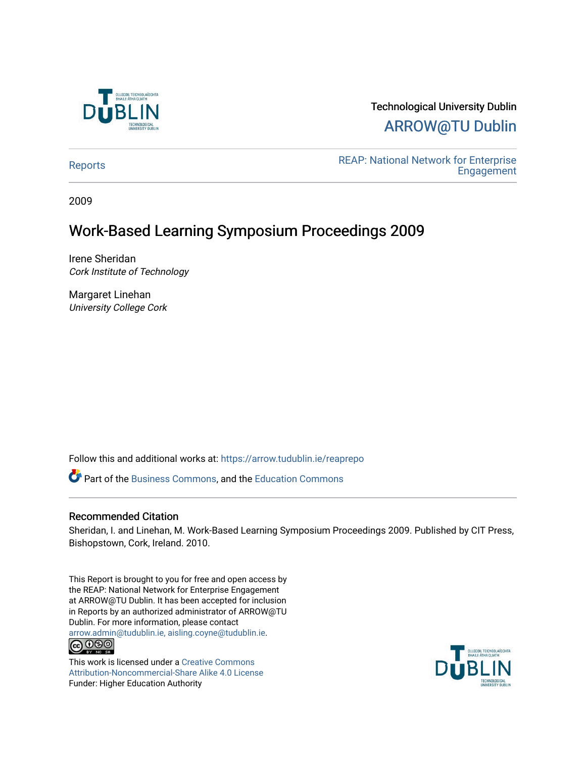Technological University Dublin

ARROW@TU Dublin

Reports

REAP: National Network for Enterprise Engagement

2009

# Work-Based Learning Symposium Proceedings 2009

Irene Sheridan
*Cork Institute of Technology*

Margaret Linehan
*University College Cork*

Follow this and additional works at: https://arrow.tudublin.ie/reaprepo

Part of the Business Commons, and the Education Commons

## Recommended Citation

Sheridan, I. and Linehan, M. Work-Based Learning Symposium Proceedings 2009. Published by CIT Press, Bishopstown, Cork, Ireland. 2010.

This Report is brought to you for free and open access by the REAP: National Network for Enterprise Engagement at ARROW@TU Dublin. It has been accepted for inclusion in Reports by an authorized administrator of ARROW@TU Dublin. For more information, please contact arrow.admin@tudublin.ie, aisling.coyne@tudublin.ie.

This work is licensed under a Creative Commons Attribution-Noncommercial-Share Alike 4.0 License
Funder: Higher Education Authority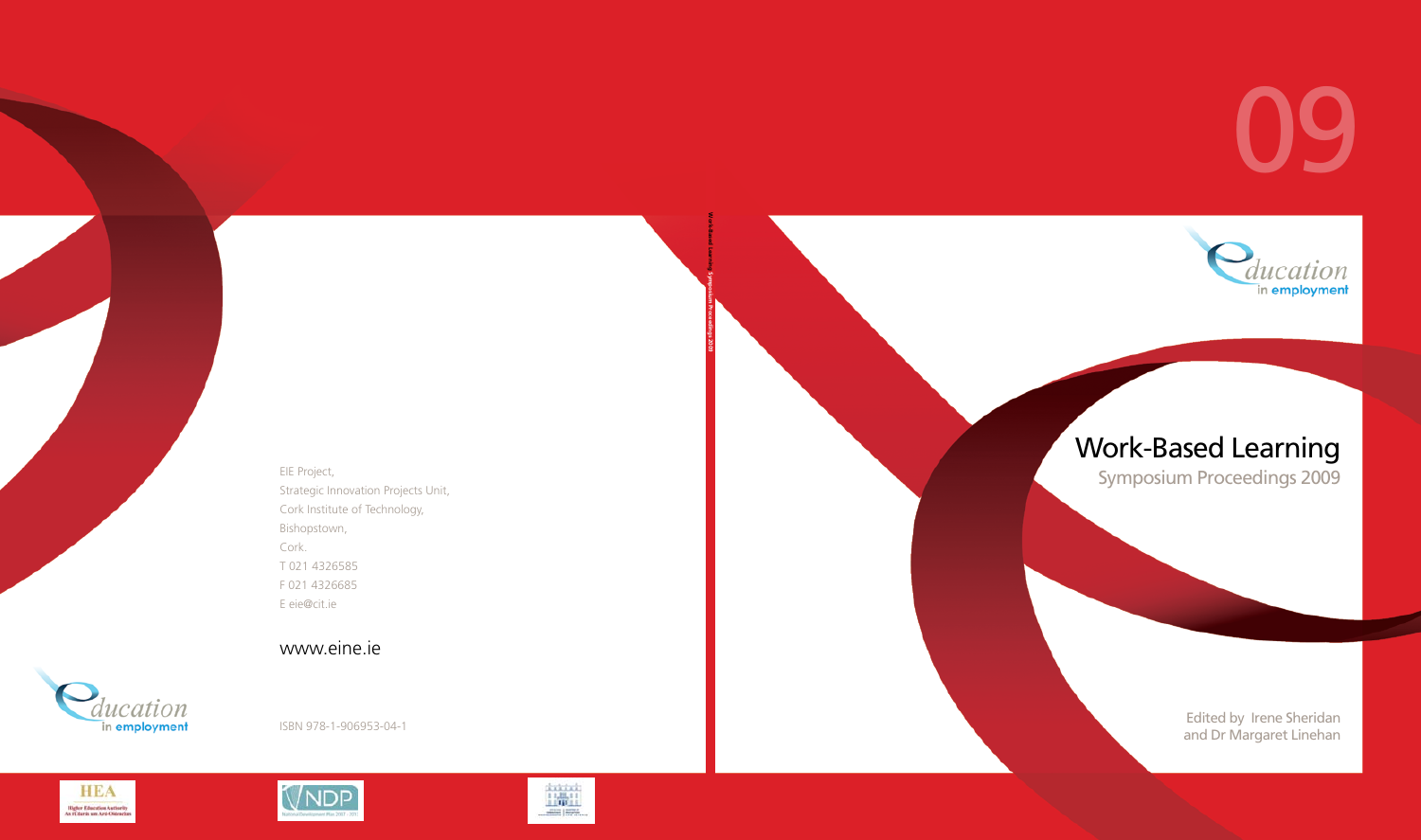09

education in employment

# Work-Based Learning

## Symposium Proceedings 2009

Edited by Irene Sheridan and Dr Margaret Linehan

Work-Based Learning Symposium Proceedings 2009

EIE Project,
Strategic Innovation Projects Unit,
Cork Institute of Technology,
Bishopstown,
Cork.
T 021 4326585
F 021 4326685
E eie@cit.ie

www.eine.ie

ISBN 978-1-906953-04-1

education in employment

HEA Higher Education Authority An tÚdarás um Ard-Oideachas

NDP National Development Plan 2007 - 2013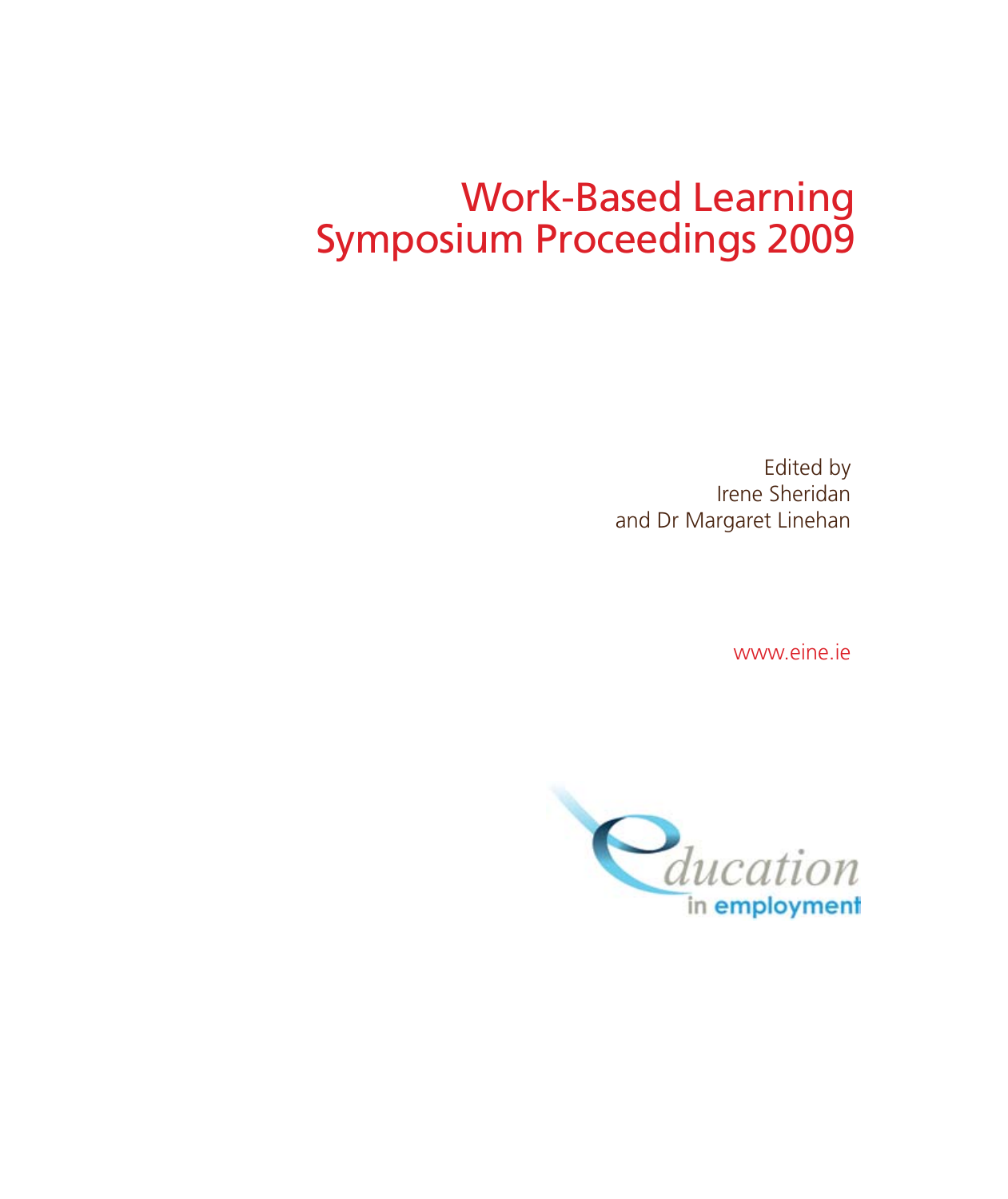# Work-Based Learning Symposium Proceedings 2009

Edited by
Irene Sheridan
and Dr Margaret Linehan

www.eine.ie

education
in employment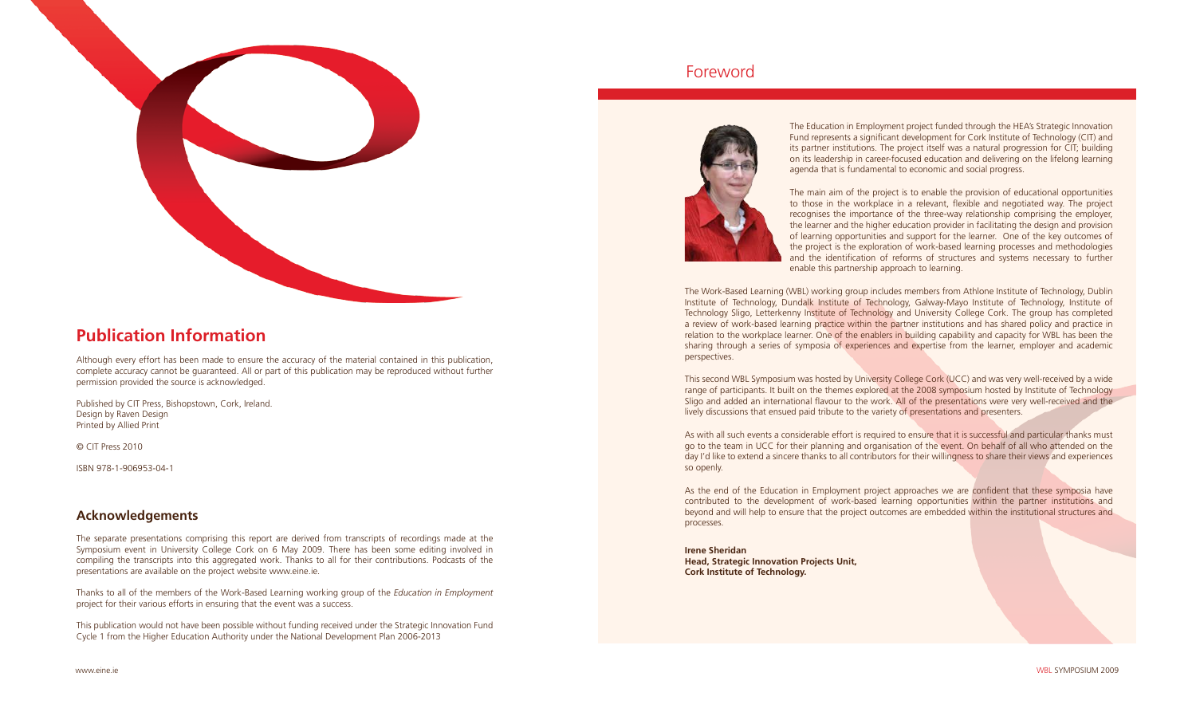## Publication Information

Although every effort has been made to ensure the accuracy of the material contained in this publication, complete accuracy cannot be guaranteed. All or part of this publication may be reproduced without further permission provided the source is acknowledged.

Published by CIT Press, Bishopstown, Cork, Ireland.
Design by Raven Design
Printed by Allied Print

© CIT Press 2010

ISBN 978-1-906953-04-1

### Acknowledgements

The separate presentations comprising this report are derived from transcripts of recordings made at the Symposium event in University College Cork on 6 May 2009. There has been some editing involved in compiling the transcripts into this aggregated work. Thanks to all for their contributions. Podcasts of the presentations are available on the project website www.eine.ie.

Thanks to all of the members of the Work-Based Learning working group of the *Education in Employment* project for their various efforts in ensuring that the event was a success.

This publication would not have been possible without funding received under the Strategic Innovation Fund Cycle 1 from the Higher Education Authority under the National Development Plan 2006-2013

# Foreword

The Education in Employment project funded through the HEA's Strategic Innovation Fund represents a significant development for Cork Institute of Technology (CIT) and its partner institutions. The project itself was a natural progression for CIT; building on its leadership in career-focused education and delivering on the lifelong learning agenda that is fundamental to economic and social progress.

The main aim of the project is to enable the provision of educational opportunities to those in the workplace in a relevant, flexible and negotiated way. The project recognises the importance of the three-way relationship comprising the employer, the learner and the higher education provider in facilitating the design and provision of learning opportunities and support for the learner. One of the key outcomes of the project is the exploration of work-based learning processes and methodologies and the identification of reforms of structures and systems necessary to further enable this partnership approach to learning.

The Work-Based Learning (WBL) working group includes members from Athlone Institute of Technology, Dublin Institute of Technology, Dundalk Institute of Technology, Galway-Mayo Institute of Technology, Institute of Technology Sligo, Letterkenny Institute of Technology and University College Cork. The group has completed a review of work-based learning practice within the partner institutions and has shared policy and practice in relation to the workplace learner. One of the enablers in building capability and capacity for WBL has been the sharing through a series of symposia of experiences and expertise from the learner, employer and academic perspectives.

This second WBL Symposium was hosted by University College Cork (UCC) and was very well-received by a wide range of participants. It built on the themes explored at the 2008 symposium hosted by Institute of Technology Sligo and added an international flavour to the work. All of the presentations were very well-received and the lively discussions that ensued paid tribute to the variety of presentations and presenters.

As with all such events a considerable effort is required to ensure that it is successful and particular thanks must go to the team in UCC for their planning and organisation of the event. On behalf of all who attended on the day I'd like to extend a sincere thanks to all contributors for their willingness to share their views and experiences so openly.

As the end of the Education in Employment project approaches we are confident that these symposia have contributed to the development of work-based learning opportunities within the partner institutions and beyond and will help to ensure that the project outcomes are embedded within the institutional structures and processes.

**Irene Sheridan**
**Head, Strategic Innovation Projects Unit,**
**Cork Institute of Technology.**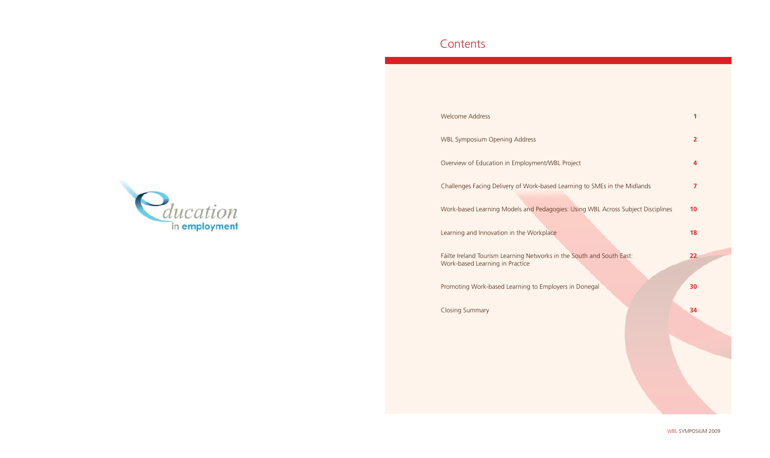# Contents

| | |
|---|---|
| Welcome Address | 1 |
| WBL Symposium Opening Address | 2 |
| Overview of Education in Employment/WBL Project | 4 |
| Challenges Facing Delivery of Work-based Learning to SMEs in the Midlands | 7 |
| Work-based Learning Models and Pedagogies: Using WBL Across Subject Disciplines | 10 |
| Learning and Innovation in the Workplace | 18 |
| Fáilte Ireland Tourism Learning Networks in the South and South East: Work-based Learning in Practice | 22 |
| Promoting Work-based Learning to Employers in Donegal | 30 |
| Closing Summary | 34 |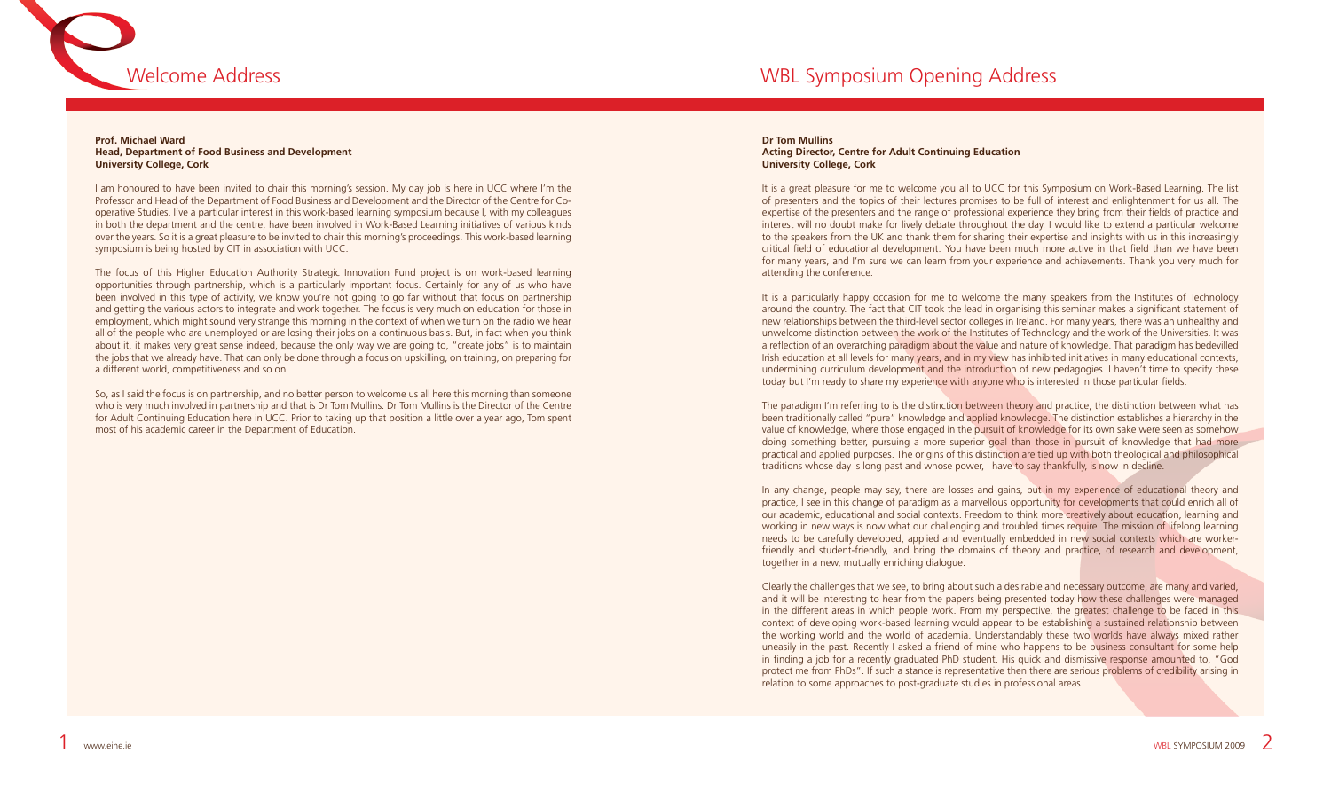# Welcome Address

**Prof. Michael Ward**
**Head, Department of Food Business and Development**
**University College, Cork**

I am honoured to have been invited to chair this morning's session. My day job is here in UCC where I'm the Professor and Head of the Department of Food Business and Development and the Director of the Centre for Co-operative Studies. I've a particular interest in this work-based learning symposium because I, with my colleagues in both the department and the centre, have been involved in Work-Based Learning initiatives of various kinds over the years. So it is a great pleasure to be invited to chair this morning's proceedings. This work-based learning symposium is being hosted by CIT in association with UCC.

The focus of this Higher Education Authority Strategic Innovation Fund project is on work-based learning opportunities through partnership, which is a particularly important focus. Certainly for any of us who have been involved in this type of activity, we know you're not going to go far without that focus on partnership and getting the various actors to integrate and work together. The focus is very much on education for those in employment, which might sound very strange this morning in the context of when we turn on the radio we hear all of the people who are unemployed or are losing their jobs on a continuous basis. But, in fact when you think about it, it makes very great sense indeed, because the only way we are going to, "create jobs" is to maintain the jobs that we already have. That can only be done through a focus on upskilling, on training, on preparing for a different world, competitiveness and so on.

So, as I said the focus is on partnership, and no better person to welcome us all here this morning than someone who is very much involved in partnership and that is Dr Tom Mullins. Dr Tom Mullins is the Director of the Centre for Adult Continuing Education here in UCC. Prior to taking up that position a little over a year ago, Tom spent most of his academic career in the Department of Education.

# WBL Symposium Opening Address

**Dr Tom Mullins**
**Acting Director, Centre for Adult Continuing Education**
**University College, Cork**

It is a great pleasure for me to welcome you all to UCC for this Symposium on Work-Based Learning. The list of presenters and the topics of their lectures promises to be full of interest and enlightenment for us all. The expertise of the presenters and the range of professional experience they bring from their fields of practice and interest will no doubt make for lively debate throughout the day. I would like to extend a particular welcome to the speakers from the UK and thank them for sharing their expertise and insights with us in this increasingly critical field of educational development. You have been much more active in that field than we have been for many years, and I'm sure we can learn from your experience and achievements. Thank you very much for attending the conference.

It is a particularly happy occasion for me to welcome the many speakers from the Institutes of Technology around the country. The fact that CIT took the lead in organising this seminar makes a significant statement of new relationships between the third-level sector colleges in Ireland. For many years, there was an unhealthy and unwelcome distinction between the work of the Institutes of Technology and the work of the Universities. It was a reflection of an overarching paradigm about the value and nature of knowledge. That paradigm has bedevilled Irish education at all levels for many years, and in my view has inhibited initiatives in many educational contexts, undermining curriculum development and the introduction of new pedagogies. I haven't time to specify these today but I'm ready to share my experience with anyone who is interested in those particular fields.

The paradigm I'm referring to is the distinction between theory and practice, the distinction between what has been traditionally called "pure" knowledge and applied knowledge. The distinction establishes a hierarchy in the value of knowledge, where those engaged in the pursuit of knowledge for its own sake were seen as somehow doing something better, pursuing a more superior goal than those in pursuit of knowledge that had more practical and applied purposes. The origins of this distinction are tied up with both theological and philosophical traditions whose day is long past and whose power, I have to say thankfully, is now in decline.

In any change, people may say, there are losses and gains, but in my experience of educational theory and practice, I see in this change of paradigm as a marvellous opportunity for developments that could enrich all of our academic, educational and social contexts. Freedom to think more creatively about education, learning and working in new ways is now what our challenging and troubled times require. The mission of lifelong learning needs to be carefully developed, applied and eventually embedded in new social contexts which are worker-friendly and student-friendly, and bring the domains of theory and practice, of research and development, together in a new, mutually enriching dialogue.

Clearly the challenges that we see, to bring about such a desirable and necessary outcome, are many and varied, and it will be interesting to hear from the papers being presented today how these challenges were managed in the different areas in which people work. From my perspective, the greatest challenge to be faced in this context of developing work-based learning would appear to be establishing a sustained relationship between the working world and the world of academia. Understandably these two worlds have always mixed rather uneasily in the past. Recently I asked a friend of mine who happens to be business consultant for some help in finding a job for a recently graduated PhD student. His quick and dismissive response amounted to, "God protect me from PhDs". If such a stance is representative then there are serious problems of credibility arising in relation to some approaches to post-graduate studies in professional areas.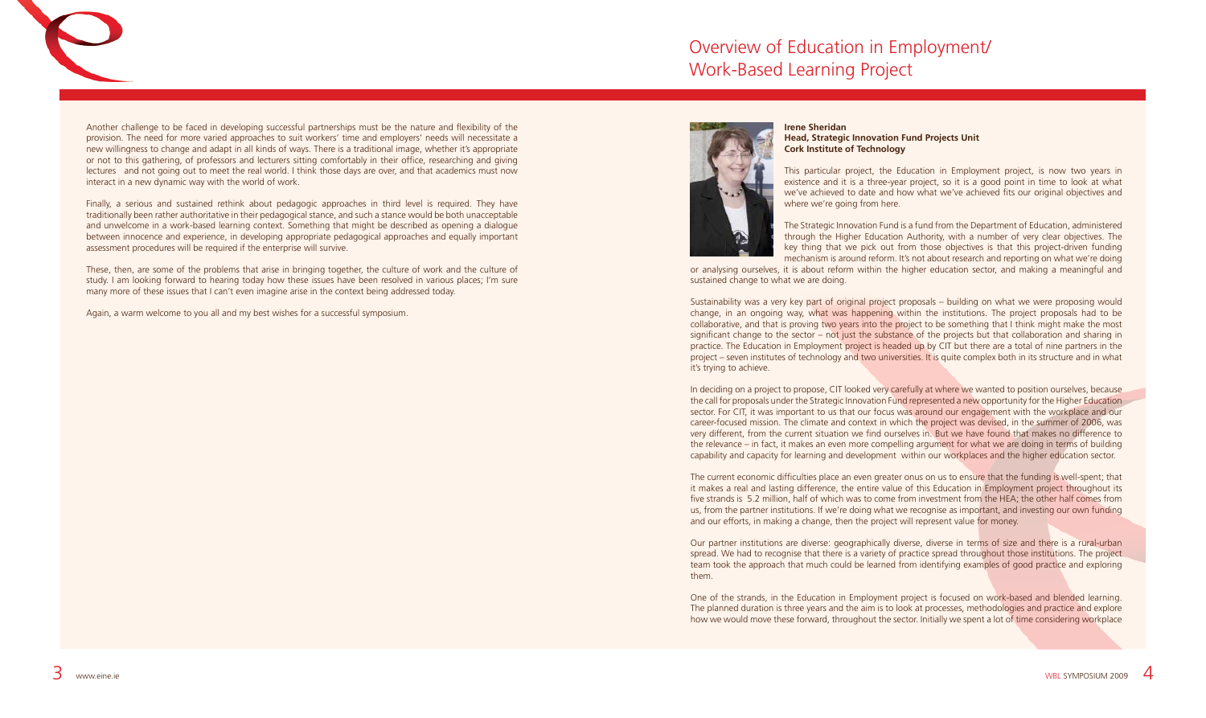Another challenge to be faced in developing successful partnerships must be the nature and flexibility of the provision. The need for more varied approaches to suit workers' time and employers' needs will necessitate a new willingness to change and adapt in all kinds of ways. There is a traditional image, whether it's appropriate or not to this gathering, of professors and lecturers sitting comfortably in their office, researching and giving lectures and not going out to meet the real world. I think those days are over, and that academics must now interact in a new dynamic way with the world of work.

Finally, a serious and sustained rethink about pedagogic approaches in third level is required. They have traditionally been rather authoritative in their pedagogical stance, and such a stance would be both unacceptable and unwelcome in a work-based learning context. Something that might be described as opening a dialogue between innocence and experience, in developing appropriate pedagogical approaches and equally important assessment procedures will be required if the enterprise will survive.

These, then, are some of the problems that arise in bringing together, the culture of work and the culture of study. I am looking forward to hearing today how these issues have been resolved in various places; I'm sure many more of these issues that I can't even imagine arise in the context being addressed today.

Again, a warm welcome to you all and my best wishes for a successful symposium.

# Overview of Education in Employment/ Work-Based Learning Project

**Irene Sheridan**
**Head, Strategic Innovation Fund Projects Unit**
**Cork Institute of Technology**

This particular project, the Education in Employment project, is now two years in existence and it is a three-year project, so it is a good point in time to look at what we've achieved to date and how what we've achieved fits our original objectives and where we're going from here.

The Strategic Innovation Fund is a fund from the Department of Education, administered through the Higher Education Authority, with a number of very clear objectives. The key thing that we pick out from those objectives is that this project-driven funding mechanism is around reform. It's not about research and reporting on what we're doing or analysing ourselves, it is about reform within the higher education sector, and making a meaningful and sustained change to what we are doing.

Sustainability was a very key part of original project proposals – building on what we were proposing would change, in an ongoing way, what was happening within the institutions. The project proposals had to be collaborative, and that is proving two years into the project to be something that I think might make the most significant change to the sector – not just the substance of the projects but that collaboration and sharing in practice. The Education in Employment project is headed up by CIT but there are a total of nine partners in the project – seven institutes of technology and two universities. It is quite complex both in its structure and in what it's trying to achieve.

In deciding on a project to propose, CIT looked very carefully at where we wanted to position ourselves, because the call for proposals under the Strategic Innovation Fund represented a new opportunity for the Higher Education sector. For CIT, it was important to us that our focus was around our engagement with the workplace and our career-focused mission. The climate and context in which the project was devised, in the summer of 2006, was very different, from the current situation we find ourselves in. But we have found that makes no difference to the relevance – in fact, it makes an even more compelling argument for what we are doing in terms of building capability and capacity for learning and development within our workplaces and the higher education sector.

The current economic difficulties place an even greater onus on us to ensure that the funding is well-spent; that it makes a real and lasting difference, the entire value of this Education in Employment project throughout its five strands is 5.2 million, half of which was to come from investment from the HEA; the other half comes from us, from the partner institutions. If we're doing what we recognise as important, and investing our own funding and our efforts, in making a change, then the project will represent value for money.

Our partner institutions are diverse: geographically diverse, diverse in terms of size and there is a rural-urban spread. We had to recognise that there is a variety of practice spread throughout those institutions. The project team took the approach that much could be learned from identifying examples of good practice and exploring them.

One of the strands, in the Education in Employment project is focused on work-based and blended learning. The planned duration is three years and the aim is to look at processes, methodologies and practice and explore how we would move these forward, throughout the sector. Initially we spent a lot of time considering workplace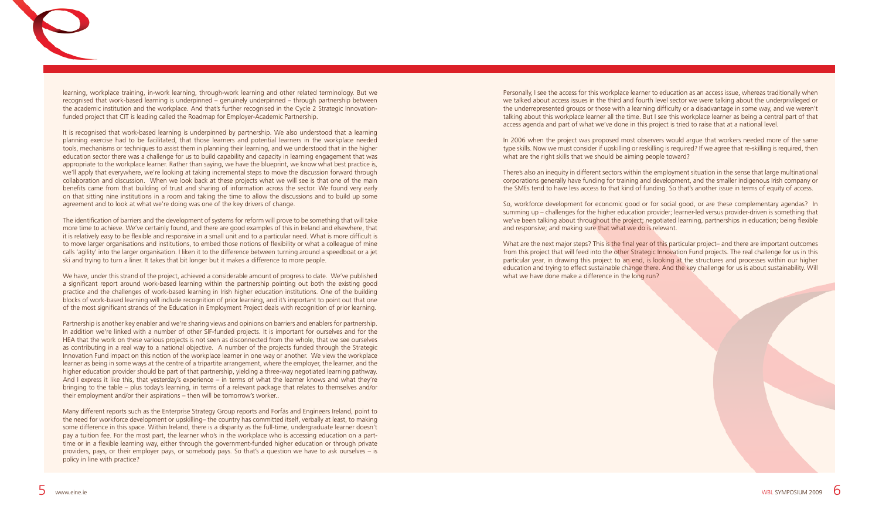learning, workplace training, in-work learning, through-work learning and other related terminology. But we recognised that work-based learning is underpinned – genuinely underpinned – through partnership between the academic institution and the workplace. And that's further recognised in the Cycle 2 Strategic Innovation-funded project that CIT is leading called the Roadmap for Employer-Academic Partnership.

It is recognised that work-based learning is underpinned by partnership. We also understood that a learning planning exercise had to be facilitated, that those learners and potential learners in the workplace needed tools, mechanisms or techniques to assist them in planning their learning, and we understood that in the higher education sector there was a challenge for us to build capability and capacity in learning engagement that was appropriate to the workplace learner. Rather than saying, we have the blueprint, we know what best practice is, we'll apply that everywhere, we're looking at taking incremental steps to move the discussion forward through collaboration and discussion. When we look back at these projects what we will see is that one of the main benefits came from that building of trust and sharing of information across the sector. We found very early on that sitting nine institutions in a room and taking the time to allow the discussions and to build up some agreement and to look at what we're doing was one of the key drivers of change.

The identification of barriers and the development of systems for reform will prove to be something that will take more time to achieve. We've certainly found, and there are good examples of this in Ireland and elsewhere, that it is relatively easy to be flexible and responsive in a small unit and to a particular need. What is more difficult is to move larger organisations and institutions, to embed those notions of flexibility or what a colleague of mine calls 'agility' into the larger organisation. I liken it to the difference between turning around a speedboat or a jet ski and trying to turn a liner. It takes that bit longer but it makes a difference to more people.

We have, under this strand of the project, achieved a considerable amount of progress to date. We've published a significant report around work-based learning within the partnership pointing out both the existing good practice and the challenges of work-based learning in Irish higher education institutions. One of the building blocks of work-based learning will include recognition of prior learning, and it's important to point out that one of the most significant strands of the Education in Employment Project deals with recognition of prior learning.

Partnership is another key enabler and we're sharing views and opinions on barriers and enablers for partnership. In addition we're linked with a number of other SIF-funded projects. It is important for ourselves and for the HEA that the work on these various projects is not seen as disconnected from the whole, that we see ourselves as contributing in a real way to a national objective. A number of the projects funded through the Strategic Innovation Fund impact on this notion of the workplace learner in one way or another. We view the workplace learner as being in some ways at the centre of a tripartite arrangement, where the employer, the learner, and the higher education provider should be part of that partnership, yielding a three-way negotiated learning pathway. And I express it like this, that yesterday's experience – in terms of what the learner knows and what they're bringing to the table – plus today's learning, in terms of a relevant package that relates to themselves and/or their employment and/or their aspirations – then will be tomorrow's worker..

Many different reports such as the Enterprise Strategy Group reports and Forfás and Engineers Ireland, point to the need for workforce development or upskilling– the country has committed itself, verbally at least, to making some difference in this space. Within Ireland, there is a disparity as the full-time, undergraduate learner doesn't pay a tuition fee. For the most part, the learner who's in the workplace who is accessing education on a part-time or in a flexible learning way, either through the government-funded higher education or through private providers, pays, or their employer pays, or somebody pays. So that's a question we have to ask ourselves – is policy in line with practice?

Personally, I see the access for this workplace learner to education as an access issue, whereas traditionally when we talked about access issues in the third and fourth level sector we were talking about the underprivileged or the underrepresented groups or those with a learning difficulty or a disadvantage in some way, and we weren't talking about this workplace learner all the time. But I see this workplace learner as being a central part of that access agenda and part of what we've done in this project is tried to raise that at a national level.

In 2006 when the project was proposed most observers would argue that workers needed more of the same type skills. Now we must consider if upskilling or reskilling is required? If we agree that re-skilling is required, then what are the right skills that we should be aiming people toward?

There's also an inequity in different sectors within the employment situation in the sense that large multinational corporations generally have funding for training and development, and the smaller indigenous Irish company or the SMEs tend to have less access to that kind of funding. So that's another issue in terms of equity of access.

So, workforce development for economic good or for social good, or are these complementary agendas? In summing up – challenges for the higher education provider; learner-led versus provider-driven is something that we've been talking about throughout the project; negotiated learning, partnerships in education; being flexible and responsive; and making sure that what we do is relevant.

What are the next major steps? This is the final year of this particular project– and there are important outcomes from this project that will feed into the other Strategic Innovation Fund projects. The real challenge for us in this particular year, in drawing this project to an end, is looking at the structures and processes within our higher education and trying to effect sustainable change there. And the key challenge for us is about sustainability. Will what we have done make a difference in the long run?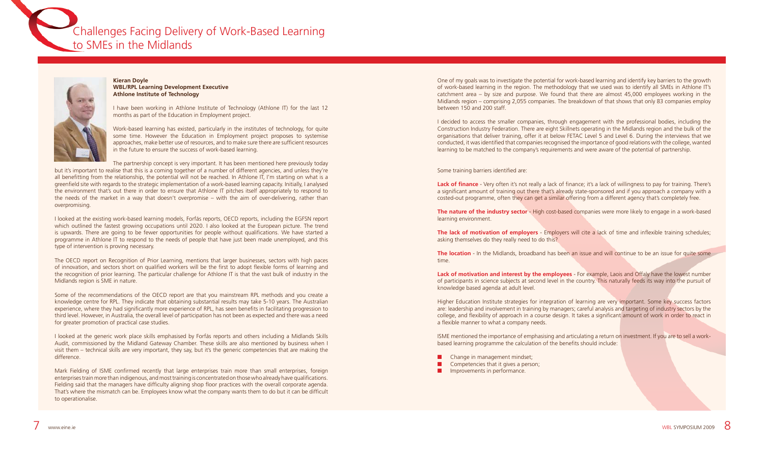# Challenges Facing Delivery of Work-Based Learning to SMEs in the Midlands

**Kieran Doyle**
**WBL/RPL Learning Development Executive**
**Athlone Institute of Technology**

I have been working in Athlone Institute of Technology (Athlone IT) for the last 12 months as part of the Education in Employment project.

Work-based learning has existed, particularly in the institutes of technology, for quite some time. However the Education in Employment project proposes to systemise approaches, make better use of resources, and to make sure there are sufficient resources in the future to ensure the success of work-based learning.

The partnership concept is very important. It has been mentioned here previously today but it's important to realise that this is a coming together of a number of different agencies, and unless they're all benefitting from the relationship, the potential will not be reached. In Athlone IT, I'm starting on what is a greenfield site with regards to the strategic implementation of a work-based learning capacity. Initially, I analysed the environment that's out there in order to ensure that Athlone IT pitches itself appropriately to respond to the needs of the market in a way that doesn't overpromise – with the aim of over-delivering, rather than overpromising.

I looked at the existing work-based learning models, Forfás reports, OECD reports, including the EGFSN report which outlined the fastest growing occupations until 2020. I also looked at the European picture. The trend is upwards. There are going to be fewer opportunities for people without qualifications. We have started a programme in Athlone IT to respond to the needs of people that have just been made unemployed, and this type of intervention is proving necessary.

The OECD report on Recognition of Prior Learning, mentions that larger businesses, sectors with high paces of innovation, and sectors short on qualified workers will be the first to adopt flexible forms of learning and the recognition of prior learning. The particular challenge for Athlone IT is that the vast bulk of industry in the Midlands region is SME in nature.

Some of the recommendations of the OECD report are that you mainstream RPL methods and you create a knowledge centre for RPL. They indicate that obtaining substantial results may take 5-10 years. The Australian experience, where they had significantly more experience of RPL, has seen benefits in facilitating progression to third level. However, in Australia, the overall level of participation has not been as expected and there was a need for greater promotion of practical case studies.

I looked at the generic work place skills emphasised by Forfás reports and others including a Midlands Skills Audit, commissioned by the Midland Gateway Chamber. These skills are also mentioned by business when I visit them – technical skills are very important, they say, but it's the generic competencies that are making the difference.

Mark Fielding of ISME confirmed recently that large enterprises train more than small enterprises, foreign enterprises train more than indigenous, and most training is concentrated on those who already have qualifications. Fielding said that the managers have difficulty aligning shop floor practices with the overall corporate agenda. That's where the mismatch can be. Employees know what the company wants them to do but it can be difficult to operationalise.

One of my goals was to investigate the potential for work-based learning and identify key barriers to the growth of work-based learning in the region. The methodology that we used was to identify all SMEs in Athlone IT's catchment area – by size and purpose. We found that there are almost 45,000 employees working in the Midlands region – comprising 2,055 companies. The breakdown of that shows that only 83 companies employ between 150 and 200 staff.

I decided to access the smaller companies, through engagement with the professional bodies, including the Construction Industry Federation. There are eight Skillnets operating in the Midlands region and the bulk of the organisations that deliver training, offer it at below FETAC Level 5 and Level 6. During the interviews that we conducted, it was identified that companies recognised the importance of good relations with the college, wanted learning to be matched to the company's requirements and were aware of the potential of partnership.

Some training barriers identified are:

**Lack of finance** - Very often it's not really a lack of finance; it's a lack of willingness to pay for training. There's a significant amount of training out there that's already state-sponsored and if you approach a company with a costed-out programme, often they can get a similar offering from a different agency that's completely free.

**The nature of the industry sector** - High cost-based companies were more likely to engage in a work-based learning environment.

**The lack of motivation of employers** - Employers will cite a lack of time and inflexible training schedules; asking themselves do they really need to do this?

**The location** - In the Midlands, broadband has been an issue and will continue to be an issue for quite some time.

**Lack of motivation and interest by the employees** - For example, Laois and Offaly have the lowest number of participants in science subjects at second level in the country. This naturally feeds its way into the pursuit of knowledge based agenda at adult level.

Higher Education Institute strategies for integration of learning are very important. Some key success factors are: leadership and involvement in training by managers; careful analysis and targeting of industry sectors by the college, and flexibility of approach in a course design. It takes a significant amount of work in order to react in a flexible manner to what a company needs.

ISME mentioned the importance of emphasising and articulating a return on investment. If you are to sell a work-based learning programme the calculation of the benefits should include:

- Change in management mindset;
- Competencies that it gives a person;
- Improvements in performance.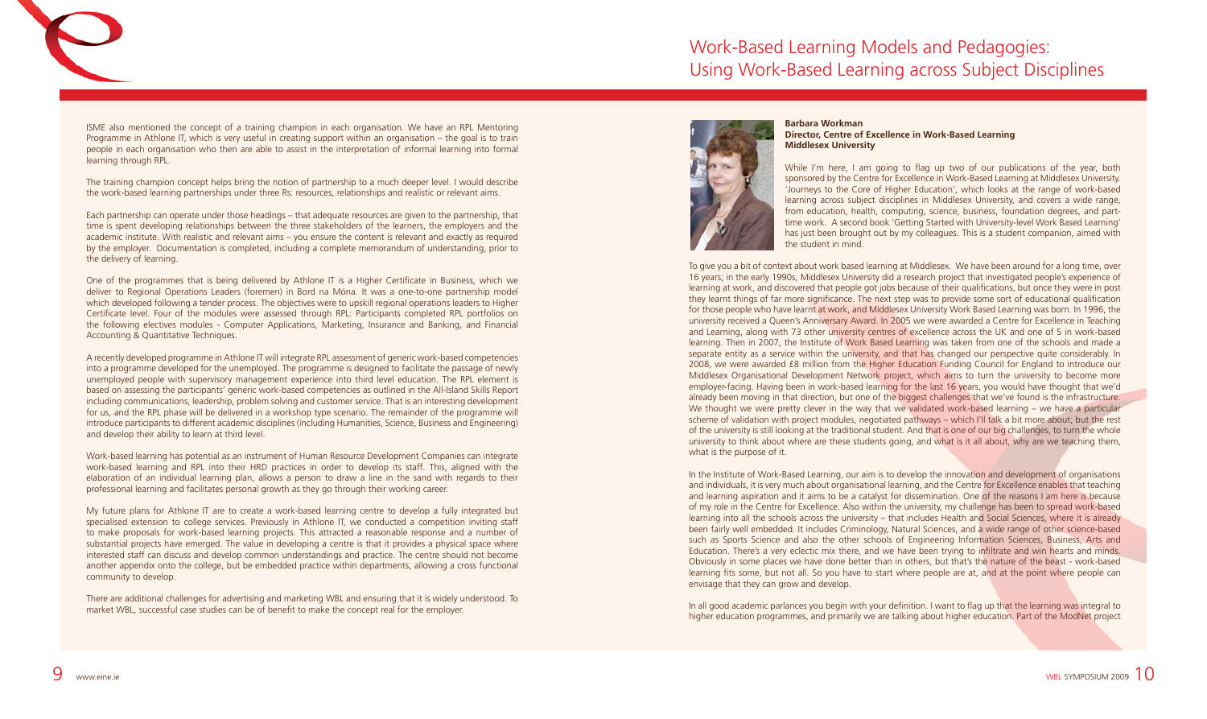ISME also mentioned the concept of a training champion in each organisation. We have an RPL Mentoring Programme in Athlone IT, which is very useful in creating support within an organisation – the goal is to train people in each organisation who then are able to assist in the interpretation of informal learning into formal learning through RPL.

The training champion concept helps bring the notion of partnership to a much deeper level. I would describe the work-based learning partnerships under three Rs: resources, relationships and realistic or relevant aims.

Each partnership can operate under those headings – that adequate resources are given to the partnership, that time is spent developing relationships between the three stakeholders of the learners, the employers and the academic institute. With realistic and relevant aims – you ensure the content is relevant and exactly as required by the employer. Documentation is completed, including a complete memorandum of understanding, prior to the delivery of learning.

One of the programmes that is being delivered by Athlone IT is a Higher Certificate in Business, which we deliver to Regional Operations Leaders (foremen) in Bord na Móna. It was a one-to-one partnership model which developed following a tender process. The objectives were to upskill regional operations leaders to Higher Certificate level. Four of the modules were assessed through RPL: Participants completed RPL portfolios on the following electives modules - Computer Applications, Marketing, Insurance and Banking, and Financial Accounting & Quantitative Techniques.

A recently developed programme in Athlone IT will integrate RPL assessment of generic work-based competencies into a programme developed for the unemployed. The programme is designed to facilitate the passage of newly unemployed people with supervisory management experience into third level education. The RPL element is based on assessing the participants' generic work-based competencies as outlined in the All-Island Skills Report including communications, leadership, problem solving and customer service. That is an interesting development for us, and the RPL phase will be delivered in a workshop type scenario. The remainder of the programme will introduce participants to different academic disciplines (including Humanities, Science, Business and Engineering) and develop their ability to learn at third level.

Work-based learning has potential as an instrument of Human Resource Development Companies can integrate work-based learning and RPL into their HRD practices in order to develop its staff. This, aligned with the elaboration of an individual learning plan, allows a person to draw a line in the sand with regards to their professional learning and facilitates personal growth as they go through their working career.

My future plans for Athlone IT are to create a work-based learning centre to develop a fully integrated but specialised extension to college services. Previously in Athlone IT, we conducted a competition inviting staff to make proposals for work-based learning projects. This attracted a reasonable response and a number of substantial projects have emerged. The value in developing a centre is that it provides a physical space where interested staff can discuss and develop common understandings and practice. The centre should not become another appendix onto the college, but be embedded practice within departments, allowing a cross functional community to develop.

There are additional challenges for advertising and marketing WBL and ensuring that it is widely understood. To market WBL, successful case studies can be of benefit to make the concept real for the employer.

# Work-Based Learning Models and Pedagogies: Using Work-Based Learning across Subject Disciplines

**Barbara Workman**
**Director, Centre of Excellence in Work-Based Learning**
**Middlesex University**

While I'm here, I am going to flag up two of our publications of the year, both sponsored by the Centre for Excellence in Work-Based Learning at Middlesex University. 'Journeys to the Core of Higher Education', which looks at the range of work-based learning across subject disciplines in Middlesex University, and covers a wide range, from education, health, computing, science, business, foundation degrees, and part-time work. A second book 'Getting Started with University-level Work Based Learning' has just been brought out by my colleagues. This is a student companion, aimed with the student in mind.

To give you a bit of context about work based learning at Middlesex. We have been around for a long time, over 16 years; in the early 1990s, Middlesex University did a research project that investigated people's experience of learning at work, and discovered that people got jobs because of their qualifications, but once they were in post they learnt things of far more significance. The next step was to provide some sort of educational qualification for those people who have learnt at work, and Middlesex University Work Based Learning was born. In 1996, the university received a Queen's Anniversary Award. In 2005 we were awarded a Centre for Excellence in Teaching and Learning, along with 73 other university centres of excellence across the UK and one of 5 in work-based learning. Then in 2007, the Institute of Work Based Learning was taken from one of the schools and made a separate entity as a service within the university, and that has changed our perspective quite considerably. In 2008, we were awarded £8 million from the Higher Education Funding Council for England to introduce our Middlesex Organisational Development Network project, which aims to turn the university to become more employer-facing. Having been in work-based learning for the last 16 years, you would have thought that we'd already been moving in that direction, but one of the biggest challenges that we've found is the infrastructure. We thought we were pretty clever in the way that we validated work-based learning – we have a particular scheme of validation with project modules, negotiated pathways – which I'll talk a bit more about; but the rest of the university is still looking at the traditional student. And that is one of our big challenges, to turn the whole university to think about where are these students going, and what is it all about, why are we teaching them, what is the purpose of it.

In the Institute of Work-Based Learning, our aim is to develop the innovation and development of organisations and individuals, it is very much about organisational learning, and the Centre for Excellence enables that teaching and learning aspiration and it aims to be a catalyst for dissemination. One of the reasons I am here is because of my role in the Centre for Excellence. Also within the university, my challenge has been to spread work-based learning into all the schools across the university – that includes Health and Social Sciences, where it is already been fairly well embedded. It includes Criminology, Natural Sciences, and a wide range of other science-based such as Sports Science and also the other schools of Engineering Information Sciences, Business, Arts and Education. There's a very eclectic mix there, and we have been trying to infiltrate and win hearts and minds. Obviously in some places we have done better than in others, but that's the nature of the beast - work-based learning fits some, but not all. So you have to start where people are at, and at the point where people can envisage that they can grow and develop.

In all good academic parlances you begin with your definition. I want to flag up that the learning was integral to higher education programmes, and primarily we are talking about higher education. Part of the ModNet project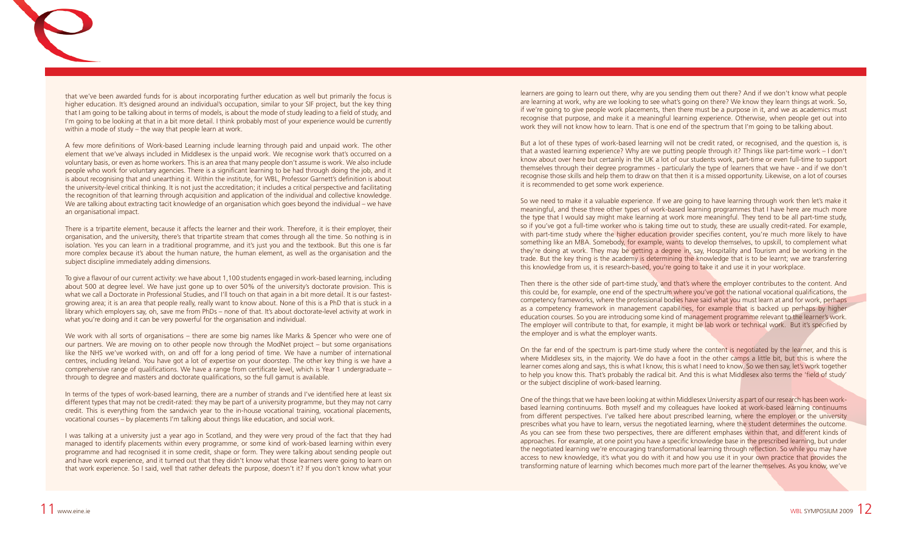that we've been awarded funds for is about incorporating further education as well but primarily the focus is higher education. It's designed around an individual's occupation, similar to your SIF project, but the key thing that I am going to be talking about in terms of models, is about the mode of study leading to a field of study, and I'm going to be looking at that in a bit more detail. I think probably most of your experience would be currently within a mode of study – the way that people learn at work.

A few more definitions of Work-based Learning include learning through paid and unpaid work. The other element that we've always included in Middlesex is the unpaid work. We recognise work that's occurred on a voluntary basis, or even as home workers. This is an area that many people don't assume is work. We also include people who work for voluntary agencies. There is a significant learning to be had through doing the job, and it is about recognising that and unearthing it. Within the institute, for WBL, Professor Garnett's definition is about the university-level critical thinking. It is not just the accreditation; it includes a critical perspective and facilitating the recognition of that learning through acquisition and application of the individual and collective knowledge. We are talking about extracting tacit knowledge of an organisation which goes beyond the individual – we have an organisational impact.

There is a tripartite element, because it affects the learner and their work. Therefore, it is their employer, their organisation, and the university, there's that tripartite stream that comes through all the time. So nothing is in isolation. Yes you can learn in a traditional programme, and it's just you and the textbook. But this one is far more complex because it's about the human nature, the human element, as well as the organisation and the subject discipline immediately adding dimensions.

To give a flavour of our current activity: we have about 1,100 students engaged in work-based learning, including about 500 at degree level. We have just gone up to over 50% of the university's doctorate provision. This is what we call a Doctorate in Professional Studies, and I'll touch on that again in a bit more detail. It is our fastest-growing area; it is an area that people really, really want to know about. None of this is a PhD that is stuck in a library which employers say, oh, save me from PhDs – none of that. It's about doctorate-level activity at work in what you're doing and it can be very powerful for the organisation and individual.

We work with all sorts of organisations – there are some big names like Marks & Spencer who were one of our partners. We are moving on to other people now through the ModNet project – but some organisations like the NHS we've worked with, on and off for a long period of time. We have a number of international centres, including Ireland. You have got a lot of expertise on your doorstep. The other key thing is we have a comprehensive range of qualifications. We have a range from certificate level, which is Year 1 undergraduate – through to degree and masters and doctorate qualifications, so the full gamut is available.

In terms of the types of work-based learning, there are a number of strands and I've identified here at least six different types that may not be credit-rated: they may be part of a university programme, but they may not carry credit. This is everything from the sandwich year to the in-house vocational training, vocational placements, vocational courses – by placements I'm talking about things like education, and social work.

I was talking at a university just a year ago in Scotland, and they were very proud of the fact that they had managed to identify placements within every programme, or some kind of work-based learning within every programme and had recognised it in some credit, shape or form. They were talking about sending people out and have work experience, and it turned out that they didn't know what those learners were going to learn on that work experience. So I said, well that rather defeats the purpose, doesn't it? If you don't know what your learners are going to learn out there, why are you sending them out there? And if we don't know what people are learning at work, why are we looking to see what's going on there? We know they learn things at work. So, if we're going to give people work placements, then there must be a purpose in it, and we as academics must recognise that purpose, and make it a meaningful learning experience. Otherwise, when people get out into work they will not know how to learn. That is one end of the spectrum that I'm going to be talking about.

But a lot of these types of work-based learning will not be credit rated, or recognised, and the question is, is that a wasted learning experience? Why are we putting people through it? Things like part-time work – I don't know about over here but certainly in the UK a lot of our students work, part-time or even full-time to support themselves through their degree programmes - particularly the type of learners that we have - and if we don't recognise those skills and help them to draw on that then it is a missed opportunity. Likewise, on a lot of courses it is recommended to get some work experience.

So we need to make it a valuable experience. If we are going to have learning through work then let's make it meaningful, and these three other types of work-based learning programmes that I have here are much more the type that I would say might make learning at work more meaningful. They tend to be all part-time study, so if you've got a full-time worker who is taking time out to study, these are usually credit-rated. For example, with part-time study where the higher education provider specifies content, you're much more likely to have something like an MBA. Somebody, for example, wants to develop themselves, to upskill, to complement what they're doing at work. They may be getting a degree in, say, Hospitality and Tourism and be working in the trade. But the key thing is the academy is determining the knowledge that is to be learnt; we are transferring this knowledge from us, it is research-based, you're going to take it and use it in your workplace.

Then there is the other side of part-time study, and that's where the employer contributes to the content. And this could be, for example, one end of the spectrum where you've got the national vocational qualifications, the competency frameworks, where the professional bodies have said what you must learn at and for work, perhaps as a competency framework in management capabilities, for example that is backed up perhaps by higher education courses. So you are introducing some kind of management programme relevant to the learner's work. The employer will contribute to that, for example, it might be lab work or technical work. But it's specified by the employer and is what the employer wants.

On the far end of the spectrum is part-time study where the content is negotiated by the learner, and this is where Middlesex sits, in the majority. We do have a foot in the other camps a little bit, but this is where the learner comes along and says, this is what I know, this is what I need to know. So we then say, let's work together to help you know this. That's probably the radical bit. And this is what Middlesex also terms the 'field of study' or the subject discipline of work-based learning.

One of the things that we have been looking at within Middlesex University as part of our research has been work-based learning continuums. Both myself and my colleagues have looked at work-based learning continuums from different perspectives. I've talked here about prescribed learning, where the employer or the university prescribes what you have to learn, versus the negotiated learning, where the student determines the outcome. As you can see from these two perspectives, there are different emphases within that, and different kinds of approaches. For example, at one point you have a specific knowledge base in the prescribed learning, but under the negotiated learning we're encouraging transformational learning through reflection. So while you may have access to new knowledge, it's what you do with it and how you use it in your own practice that provides the transforming nature of learning which becomes much more part of the learner themselves. As you know, we've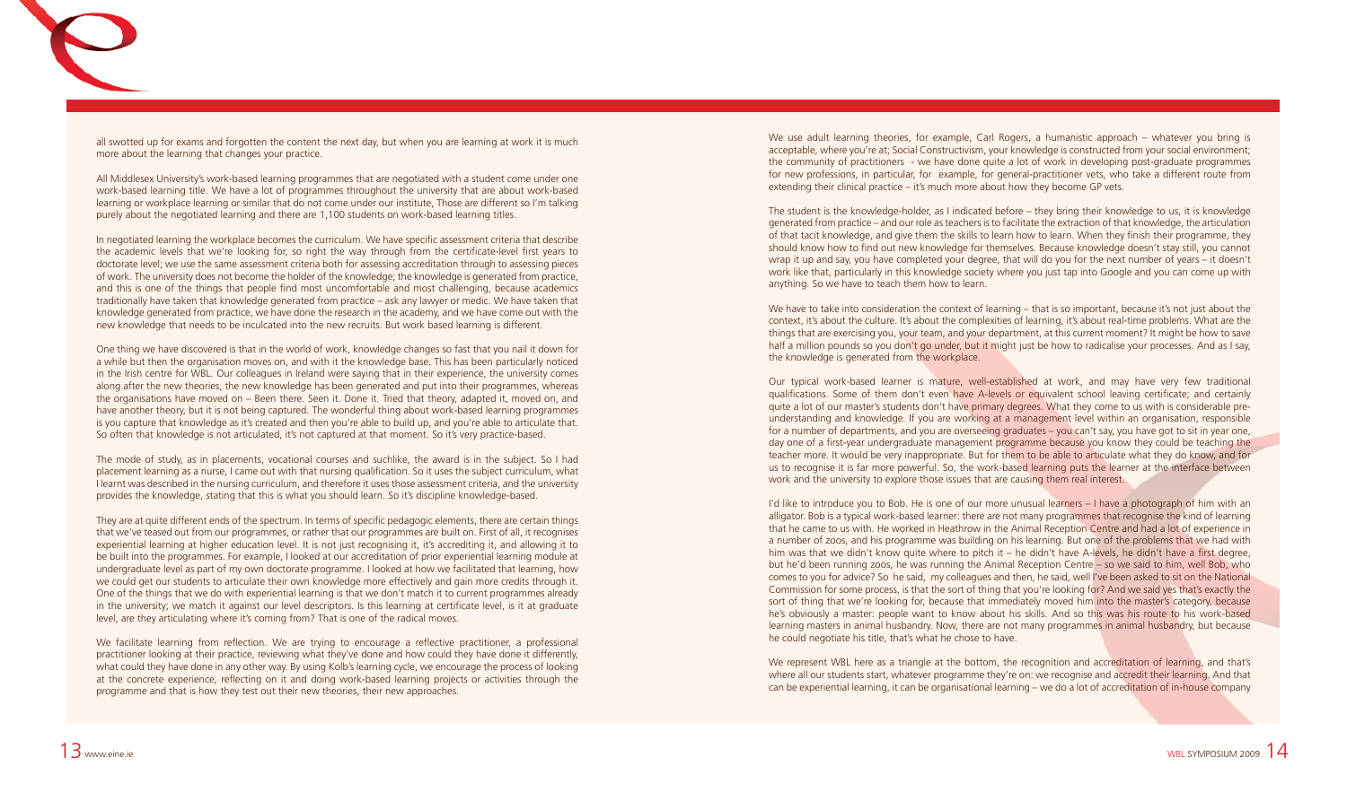all swotted up for exams and forgotten the content the next day, but when you are learning at work it is much more about the learning that changes your practice.

All Middlesex University's work-based learning programmes that are negotiated with a student come under one work-based learning title. We have a lot of programmes throughout the university that are about work-based learning or workplace learning or similar that do not come under our institute, Those are different so I'm talking purely about the negotiated learning and there are 1,100 students on work-based learning titles.

In negotiated learning the workplace becomes the curriculum. We have specific assessment criteria that describe the academic levels that we're looking for, so right the way through from the certificate-level first years to doctorate level; we use the same assessment criteria both for assessing accreditation through to assessing pieces of work. The university does not become the holder of the knowledge; the knowledge is generated from practice, and this is one of the things that people find most uncomfortable and most challenging, because academics traditionally have taken that knowledge generated from practice – ask any lawyer or medic. We have taken that knowledge generated from practice, we have done the research in the academy, and we have come out with the new knowledge that needs to be inculcated into the new recruits. But work based learning is different.

One thing we have discovered is that in the world of work, knowledge changes so fast that you nail it down for a while but then the organisation moves on, and with it the knowledge base. This has been particularly noticed in the Irish centre for WBL. Our colleagues in Ireland were saying that in their experience, the university comes along after the new theories, the new knowledge has been generated and put into their programmes, whereas the organisations have moved on – Been there. Seen it. Done it. Tried that theory, adapted it, moved on, and have another theory, but it is not being captured. The wonderful thing about work-based learning programmes is you capture that knowledge as it's created and then you're able to build up, and you're able to articulate that. So often that knowledge is not articulated, it's not captured at that moment. So it's very practice-based.

The mode of study, as in placements, vocational courses and suchlike, the award is in the subject. So I had placement learning as a nurse, I came out with that nursing qualification. So it uses the subject curriculum, what I learnt was described in the nursing curriculum, and therefore it uses those assessment criteria, and the university provides the knowledge, stating that this is what you should learn. So it's discipline knowledge-based.

They are at quite different ends of the spectrum. In terms of specific pedagogic elements, there are certain things that we've teased out from our programmes, or rather that our programmes are built on. First of all, it recognises experiential learning at higher education level. It is not just recognising it, it's accrediting it, and allowing it to be built into the programmes. For example, I looked at our accreditation of prior experiential learning module at undergraduate level as part of my own doctorate programme. I looked at how we facilitated that learning, how we could get our students to articulate their own knowledge more effectively and gain more credits through it. One of the things that we do with experiential learning is that we don't match it to current programmes already in the university; we match it against our level descriptors. Is this learning at certificate level, is it at graduate level, are they articulating where it's coming from? That is one of the radical moves.

We facilitate learning from reflection. We are trying to encourage a reflective practitioner, a professional practitioner looking at their practice, reviewing what they've done and how could they have done it differently, what could they have done in any other way. By using Kolb's learning cycle, we encourage the process of looking at the concrete experience, reflecting on it and doing work-based learning projects or activities through the programme and that is how they test out their new theories, their new approaches.

We use adult learning theories, for example, Carl Rogers, a humanistic approach – whatever you bring is acceptable, where you're at; Social Constructivism, your knowledge is constructed from your social environment; the community of practitioners - we have done quite a lot of work in developing post-graduate programmes for new professions, in particular, for example, for general-practitioner vets, who take a different route from extending their clinical practice – it's much more about how they become GP vets.

The student is the knowledge-holder, as I indicated before – they bring their knowledge to us, it is knowledge generated from practice – and our role as teachers is to facilitate the extraction of that knowledge, the articulation of that tacit knowledge, and give them the skills to learn how to learn. When they finish their programme, they should know how to find out new knowledge for themselves. Because knowledge doesn't stay still, you cannot wrap it up and say, you have completed your degree, that will do you for the next number of years – it doesn't work like that, particularly in this knowledge society where you just tap into Google and you can come up with anything. So we have to teach them how to learn.

We have to take into consideration the context of learning – that is so important, because it's not just about the context, it's about the culture. It's about the complexities of learning, it's about real-time problems. What are the things that are exercising you, your team, and your department, at this current moment? It might be how to save half a million pounds so you don't go under, but it might just be how to radicalise your processes. And as I say, the knowledge is generated from the workplace.

Our typical work-based learner is mature, well-established at work, and may have very few traditional qualifications. Some of them don't even have A-levels or equivalent school leaving certificate; and certainly quite a lot of our master's students don't have primary degrees. What they come to us with is considerable pre-understanding and knowledge. If you are working at a management level within an organisation, responsible for a number of departments, and you are overseeing graduates – you can't say, you have got to sit in year one, day one of a first-year undergraduate management programme because you know they could be teaching the teacher more. It would be very inappropriate. But for them to be able to articulate what they do know, and for us to recognise it is far more powerful. So, the work-based learning puts the learner at the interface between work and the university to explore those issues that are causing them real interest.

I'd like to introduce you to Bob. He is one of our more unusual learners – I have a photograph of him with an alligator. Bob is a typical work-based learner: there are not many programmes that recognise the kind of learning that he came to us with. He worked in Heathrow in the Animal Reception Centre and had a lot of experience in a number of zoos, and his programme was building on his learning. But one of the problems that we had with him was that we didn't know quite where to pitch it – he didn't have A-levels, he didn't have a first degree, but he'd been running zoos, he was running the Animal Reception Centre – so we said to him, well Bob, who comes to you for advice? So he said, my colleagues and then, he said, well I've been asked to sit on the National Commission for some process, is that the sort of thing that you're looking for? And we said yes that's exactly the sort of thing that we're looking for, because that immediately moved him into the master's category, because he's obviously a master: people want to know about his skills. And so this was his route to his work-based learning masters in animal husbandry. Now, there are not many programmes in animal husbandry, but because he could negotiate his title, that's what he chose to have.

We represent WBL here as a triangle at the bottom, the recognition and accreditation of learning, and that's where all our students start, whatever programme they're on: we recognise and accredit their learning. And that can be experiential learning, it can be organisational learning – we do a lot of accreditation of in-house company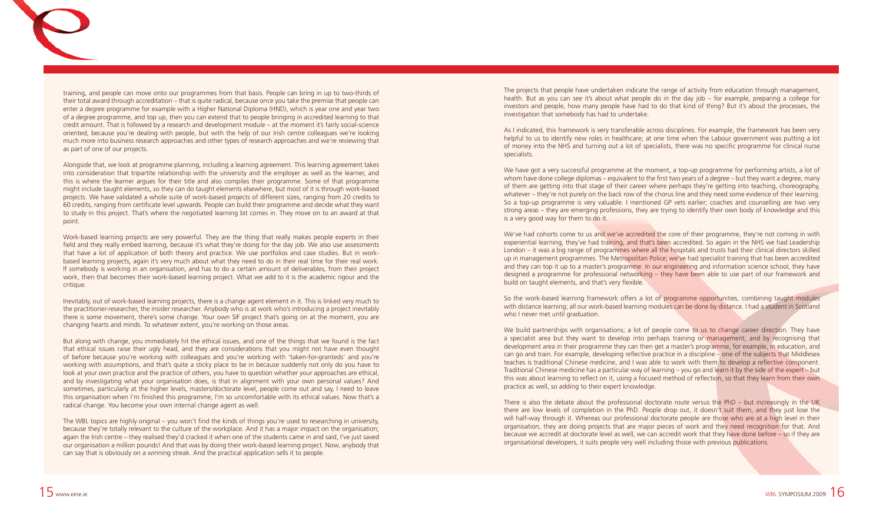training, and people can move onto our programmes from that basis. People can bring in up to two-thirds of their total award through accreditation – that is quite radical, because once you take the premise that people can enter a degree programme for example with a Higher National Diploma (HND), which is year one and year two of a degree programme, and top up, then you can extend that to people bringing in accredited learning to that credit amount. That is followed by a research and development module – at the moment it's fairly social-science oriented, because you're dealing with people, but with the help of our Irish centre colleagues we're looking much more into business research approaches and other types of research approaches and we're reviewing that as part of one of our projects.

Alongside that, we look at programme planning, including a learning agreement. This learning agreement takes into consideration that tripartite relationship with the university and the employer as well as the learner, and this is where the learner argues for their title and also compiles their programme. Some of that programme might include taught elements, so they can do taught elements elsewhere, but most of it is through work-based projects. We have validated a whole suite of work-based projects of different sizes, ranging from 20 credits to 60 credits, ranging from certificate level upwards. People can build their programme and decide what they want to study in this project. That's where the negotiated learning bit comes in. They move on to an award at that point.

Work-based learning projects are very powerful. They are the thing that really makes people experts in their field and they really embed learning, because it's what they're doing for the day job. We also use assessments that have a lot of application of both theory and practice. We use portfolios and case studies. But in work-based learning projects, again it's very much about what they need to do in their real time for their real work. If somebody is working in an organisation, and has to do a certain amount of deliverables, from their project work, then that becomes their work-based learning project. What we add to it is the academic rigour and the critique.

Inevitably, out of work-based learning projects, there is a change agent element in it. This is linked very much to the practitioner-researcher, the insider researcher. Anybody who is at work who's introducing a project inevitably there is some movement, there's some change. Your own SIF project that's going on at the moment, you are changing hearts and minds. To whatever extent, you're working on those areas.

But along with change, you immediately hit the ethical issues, and one of the things that we found is the fact that ethical issues raise their ugly head, and they are considerations that you might not have even thought of before because you're working with colleagues and you're working with 'taken-for-granteds' and you're working with assumptions, and that's quite a sticky place to be in because suddenly not only do you have to look at your own practice and the practice of others, you have to question whether your approaches are ethical, and by investigating what your organisation does, is that in alignment with your own personal values? And sometimes, particularly at the higher levels, masters/doctorate level, people come out and say, I need to leave this organisation when I'm finished this programme, I'm so uncomfortable with its ethical values. Now that's a radical change. You become your own internal change agent as well.

The WBL topics are highly original – you won't find the kinds of things you're used to researching in university, because they're totally relevant to the culture of the workplace. And it has a major impact on the organisation; again the Irish centre – they realised they'd cracked it when one of the students came in and said, I've just saved our organisation a million pounds! And that was by doing their work-based learning project. Now, anybody that can say that is obviously on a winning streak. And the practical application sells it to people.

The projects that people have undertaken indicate the range of activity from education through management, health. But as you can see it's about what people do in the day job – for example, preparing a college for investors and people, how many people have had to do that kind of thing? But it's about the processes, the investigation that somebody has had to undertake.

As I indicated, this framework is very transferable across disciplines. For example, the framework has been very helpful to us to identify new roles in healthcare; at one time when the Labour government was putting a lot of money into the NHS and turning out a lot of specialists, there was no specific programme for clinical nurse specialists.

We have got a very successful programme at the moment, a top-up programme for performing artists, a lot of whom have done college diplomas – equivalent to the first two years of a degree – but they want a degree, many of them are getting into that stage of their career where perhaps they're getting into teaching, choreography, whatever – they're not purely on the back row of the chorus line and they need some evidence of their learning. So a top-up programme is very valuable. I mentioned GP vets earlier; coaches and counselling are two very strong areas – they are emerging professions, they are trying to identify their own body of knowledge and this is a very good way for them to do it.

We've had cohorts come to us and we've accredited the core of their programme, they're not coming in with experiential learning, they've had training, and that's been accredited. So again in the NHS we had Leadership London – it was a big range of programmes where all the hospitals and trusts had their clinical directors skilled up in management programmes. The Metropolitan Police; we've had specialist training that has been accredited and they can top it up to a master's programme. In our engineering and information science school, they have designed a programme for professional networking – they have been able to use part of our framework and build on taught elements, and that's very flexible.

So the work-based learning framework offers a lot of programme opportunities, combining taught modules with distance learning; all our work-based learning modules can be done by distance. I had a student in Scotland who I never met until graduation.

We build partnerships with organisations; a lot of people come to us to change career direction. They have a specialist area but they want to develop into perhaps training or management, and by recognising that development area in their programme they can then get a master's programme, for example, in education, and can go and train. For example, developing reflective practice in a discipline – one of the subjects that Middlesex teaches is traditional Chinese medicine, and I was able to work with them to develop a reflective component. Traditional Chinese medicine has a particular way of learning – you go and learn it by the side of the expert – but this was about learning to reflect on it, using a focused method of reflection, so that they learn from their own practice as well, so adding to their expert knowledge.

There is also the debate about the professional doctorate route versus the PhD – but increasingly in the UK there are low levels of completion in the PhD. People drop out, it doesn't suit them, and they just lose the will half-way through it. Whereas our professional doctorate people are those who are at a high level in their organisation, they are doing projects that are major pieces of work and they need recognition for that. And because we accredit at doctorate level as well, we can accredit work that they have done before – so if they are organisational developers, it suits people very well including those with previous publications.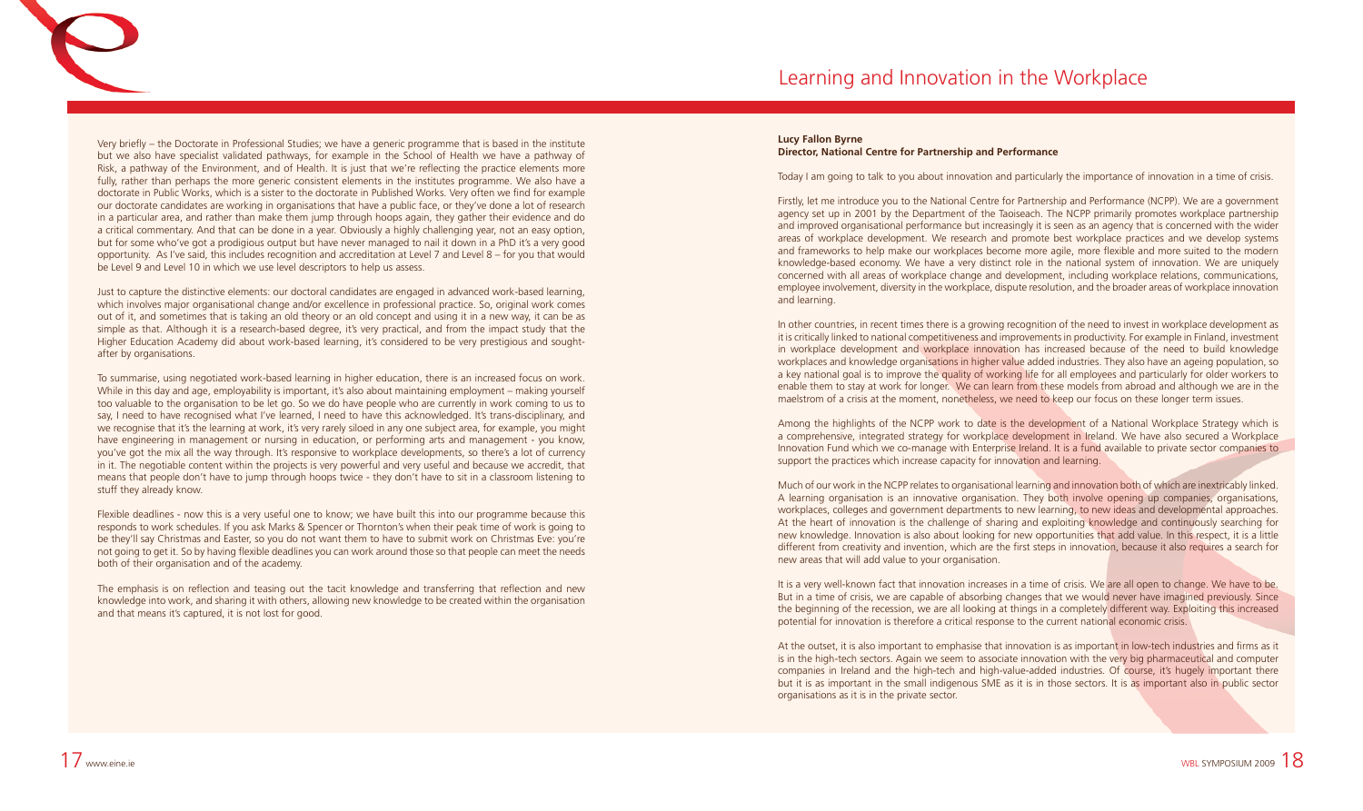Very briefly – the Doctorate in Professional Studies; we have a generic programme that is based in the institute but we also have specialist validated pathways, for example in the School of Health we have a pathway of Risk, a pathway of the Environment, and of Health. It is just that we're reflecting the practice elements more fully, rather than perhaps the more generic consistent elements in the institutes programme. We also have a doctorate in Public Works, which is a sister to the doctorate in Published Works. Very often we find for example our doctorate candidates are working in organisations that have a public face, or they've done a lot of research in a particular area, and rather than make them jump through hoops again, they gather their evidence and do a critical commentary. And that can be done in a year. Obviously a highly challenging year, not an easy option, but for some who've got a prodigious output but have never managed to nail it down in a PhD it's a very good opportunity. As I've said, this includes recognition and accreditation at Level 7 and Level 8 – for you that would be Level 9 and Level 10 in which we use level descriptors to help us assess.

Just to capture the distinctive elements: our doctoral candidates are engaged in advanced work-based learning, which involves major organisational change and/or excellence in professional practice. So, original work comes out of it, and sometimes that is taking an old theory or an old concept and using it in a new way, it can be as simple as that. Although it is a research-based degree, it's very practical, and from the impact study that the Higher Education Academy did about work-based learning, it's considered to be very prestigious and sought-after by organisations.

To summarise, using negotiated work-based learning in higher education, there is an increased focus on work. While in this day and age, employability is important, it's also about maintaining employment – making yourself too valuable to the organisation to be let go. So we do have people who are currently in work coming to us to say, I need to have recognised what I've learned, I need to have this acknowledged. It's trans-disciplinary, and we recognise that it's the learning at work, it's very rarely siloed in any one subject area, for example, you might have engineering in management or nursing in education, or performing arts and management - you know, you've got the mix all the way through. It's responsive to workplace developments, so there's a lot of currency in it. The negotiable content within the projects is very powerful and very useful and because we accredit, that means that people don't have to jump through hoops twice - they don't have to sit in a classroom listening to stuff they already know.

Flexible deadlines - now this is a very useful one to know; we have built this into our programme because this responds to work schedules. If you ask Marks & Spencer or Thornton's when their peak time of work is going to be they'll say Christmas and Easter, so you do not want them to have to submit work on Christmas Eve: you're not going to get it. So by having flexible deadlines you can work around those so that people can meet the needs both of their organisation and of the academy.

The emphasis is on reflection and teasing out the tacit knowledge and transferring that reflection and new knowledge into work, and sharing it with others, allowing new knowledge to be created within the organisation and that means it's captured, it is not lost for good.

**Lucy Fallon Byrne**
**Director, National Centre for Partnership and Performance**

Today I am going to talk to you about innovation and particularly the importance of innovation in a time of crisis.

Firstly, let me introduce you to the National Centre for Partnership and Performance (NCPP). We are a government agency set up in 2001 by the Department of the Taoiseach. The NCPP primarily promotes workplace partnership and improved organisational performance but increasingly it is seen as an agency that is concerned with the wider areas of workplace development. We research and promote best workplace practices and we develop systems and frameworks to help make our workplaces become more agile, more flexible and more suited to the modern knowledge-based economy. We have a very distinct role in the national system of innovation. We are uniquely concerned with all areas of workplace change and development, including workplace relations, communications, employee involvement, diversity in the workplace, dispute resolution, and the broader areas of workplace innovation and learning.

In other countries, in recent times there is a growing recognition of the need to invest in workplace development as it is critically linked to national competitiveness and improvements in productivity. For example in Finland, investment in workplace development and workplace innovation has increased because of the need to build knowledge workplaces and knowledge organisations in higher value added industries. They also have an ageing population, so a key national goal is to improve the quality of working life for all employees and particularly for older workers to enable them to stay at work for longer. We can learn from these models from abroad and although we are in the maelstrom of a crisis at the moment, nonetheless, we need to keep our focus on these longer term issues.

Among the highlights of the NCPP work to date is the development of a National Workplace Strategy which is a comprehensive, integrated strategy for workplace development in Ireland. We have also secured a Workplace Innovation Fund which we co-manage with Enterprise Ireland. It is a fund available to private sector companies to support the practices which increase capacity for innovation and learning.

Much of our work in the NCPP relates to organisational learning and innovation both of which are inextricably linked. A learning organisation is an innovative organisation. They both involve opening up companies, organisations, workplaces, colleges and government departments to new learning, to new ideas and developmental approaches. At the heart of innovation is the challenge of sharing and exploiting knowledge and continuously searching for new knowledge. Innovation is also about looking for new opportunities that add value. In this respect, it is a little different from creativity and invention, which are the first steps in innovation, because it also requires a search for new areas that will add value to your organisation.

It is a very well-known fact that innovation increases in a time of crisis. We are all open to change. We have to be. But in a time of crisis, we are capable of absorbing changes that we would never have imagined previously. Since the beginning of the recession, we are all looking at things in a completely different way. Exploiting this increased potential for innovation is therefore a critical response to the current national economic crisis.

At the outset, it is also important to emphasise that innovation is as important in low-tech industries and firms as it is in the high-tech sectors. Again we seem to associate innovation with the very big pharmaceutical and computer companies in Ireland and the high-tech and high-value-added industries. Of course, it's hugely important there but it is as important in the small indigenous SME as it is in those sectors. It is as important also in public sector organisations as it is in the private sector.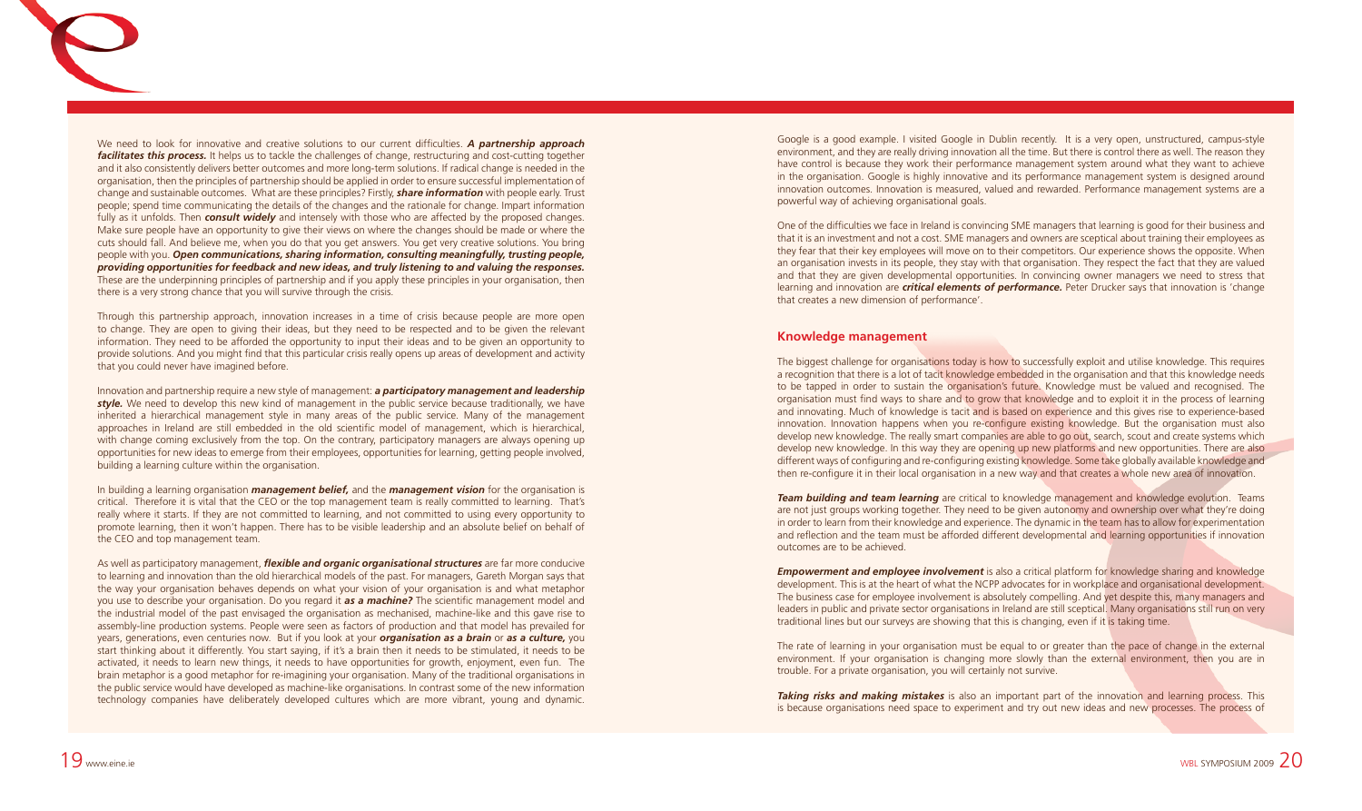We need to look for innovative and creative solutions to our current difficulties. ***A partnership approach facilitates this process.*** It helps us to tackle the challenges of change, restructuring and cost-cutting together and it also consistently delivers better outcomes and more long-term solutions. If radical change is needed in the organisation, then the principles of partnership should be applied in order to ensure successful implementation of change and sustainable outcomes. What are these principles? Firstly, ***share information*** with people early. Trust people; spend time communicating the details of the changes and the rationale for change. Impart information fully as it unfolds. Then ***consult widely*** and intensely with those who are affected by the proposed changes. Make sure people have an opportunity to give their views on where the changes should be made or where the cuts should fall. And believe me, when you do that you get answers. You get very creative solutions. You bring people with you. ***Open communications, sharing information, consulting meaningfully, trusting people, providing opportunities for feedback and new ideas, and truly listening to and valuing the responses.*** These are the underpinning principles of partnership and if you apply these principles in your organisation, then there is a very strong chance that you will survive through the crisis.

Through this partnership approach, innovation increases in a time of crisis because people are more open to change. They are open to giving their ideas, but they need to be respected and to be given the relevant information. They need to be afforded the opportunity to input their ideas and to be given an opportunity to provide solutions. And you might find that this particular crisis really opens up areas of development and activity that you could never have imagined before.

Innovation and partnership require a new style of management: ***a participatory management and leadership style.*** We need to develop this new kind of management in the public service because traditionally, we have inherited a hierarchical management style in many areas of the public service. Many of the management approaches in Ireland are still embedded in the old scientific model of management, which is hierarchical, with change coming exclusively from the top. On the contrary, participatory managers are always opening up opportunities for new ideas to emerge from their employees, opportunities for learning, getting people involved, building a learning culture within the organisation.

In building a learning organisation ***management belief,*** and the ***management vision*** for the organisation is critical. Therefore it is vital that the CEO or the top management team is really committed to learning. That's really where it starts. If they are not committed to learning, and not committed to using every opportunity to promote learning, then it won't happen. There has to be visible leadership and an absolute belief on behalf of the CEO and top management team.

As well as participatory management, ***flexible and organic organisational structures*** are far more conducive to learning and innovation than the old hierarchical models of the past. For managers, Gareth Morgan says that the way your organisation behaves depends on what your vision of your organisation is and what metaphor you use to describe your organisation. Do you regard it ***as a machine?*** The scientific management model and the industrial model of the past envisaged the organisation as mechanised, machine-like and this gave rise to assembly-line production systems. People were seen as factors of production and that model has prevailed for years, generations, even centuries now. But if you look at your ***organisation as a brain*** or ***as a culture,*** you start thinking about it differently. You start saying, if it's a brain then it needs to be stimulated, it needs to be activated, it needs to learn new things, it needs to have opportunities for growth, enjoyment, even fun. The brain metaphor is a good metaphor for re-imagining your organisation. Many of the traditional organisations in the public service would have developed as machine-like organisations. In contrast some of the new information technology companies have deliberately developed cultures which are more vibrant, young and dynamic.

Google is a good example. I visited Google in Dublin recently. It is a very open, unstructured, campus-style environment, and they are really driving innovation all the time. But there is control there as well. The reason they have control is because they work their performance management system around what they want to achieve in the organisation. Google is highly innovative and its performance management system is designed around innovation outcomes. Innovation is measured, valued and rewarded. Performance management systems are a powerful way of achieving organisational goals.

One of the difficulties we face in Ireland is convincing SME managers that learning is good for their business and that it is an investment and not a cost. SME managers and owners are sceptical about training their employees as they fear that their key employees will move on to their competitors. Our experience shows the opposite. When an organisation invests in its people, they stay with that organisation. They respect the fact that they are valued and that they are given developmental opportunities. In convincing owner managers we need to stress that learning and innovation are ***critical elements of performance.*** Peter Drucker says that innovation is 'change that creates a new dimension of performance'.

## Knowledge management

The biggest challenge for organisations today is how to successfully exploit and utilise knowledge. This requires a recognition that there is a lot of tacit knowledge embedded in the organisation and that this knowledge needs to be tapped in order to sustain the organisation's future. Knowledge must be valued and recognised. The organisation must find ways to share and to grow that knowledge and to exploit it in the process of learning and innovating. Much of knowledge is tacit and is based on experience and this gives rise to experience-based innovation. Innovation happens when you re-configure existing knowledge. But the organisation must also develop new knowledge. The really smart companies are able to go out, search, scout and create systems which develop new knowledge. In this way they are opening up new platforms and new opportunities. There are also different ways of configuring and re-configuring existing knowledge. Some take globally available knowledge and then re-configure it in their local organisation in a new way and that creates a whole new area of innovation.

***Team building and team learning*** are critical to knowledge management and knowledge evolution. Teams are not just groups working together. They need to be given autonomy and ownership over what they're doing in order to learn from their knowledge and experience. The dynamic in the team has to allow for experimentation and reflection and the team must be afforded different developmental and learning opportunities if innovation outcomes are to be achieved.

***Empowerment and employee involvement*** is also a critical platform for knowledge sharing and knowledge development. This is at the heart of what the NCPP advocates for in workplace and organisational development. The business case for employee involvement is absolutely compelling. And yet despite this, many managers and leaders in public and private sector organisations in Ireland are still sceptical. Many organisations still run on very traditional lines but our surveys are showing that this is changing, even if it is taking time.

The rate of learning in your organisation must be equal to or greater than the pace of change in the external environment. If your organisation is changing more slowly than the external environment, then you are in trouble. For a private organisation, you will certainly not survive.

***Taking risks and making mistakes*** is also an important part of the innovation and learning process. This is because organisations need space to experiment and try out new ideas and new processes. The process of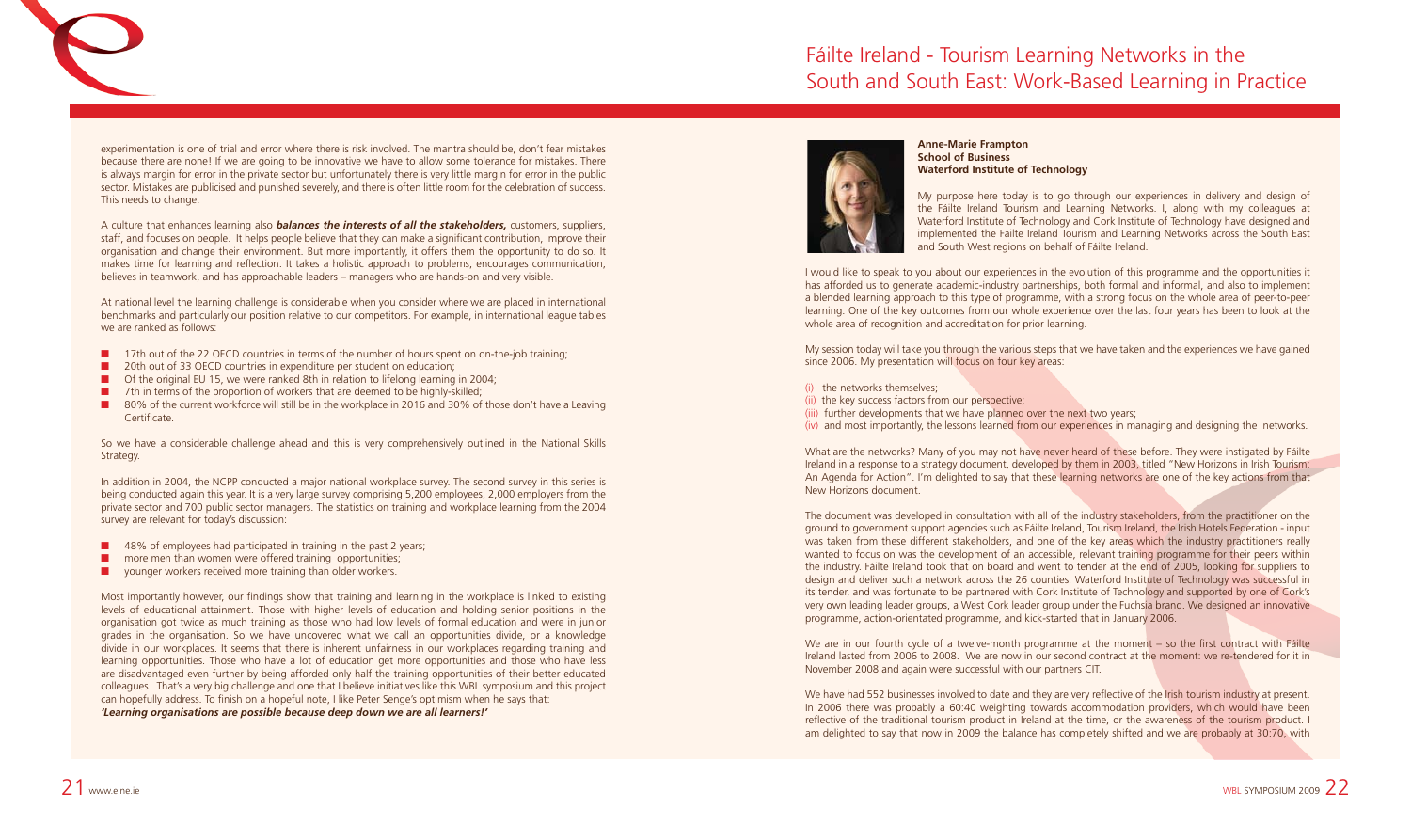experimentation is one of trial and error where there is risk involved. The mantra should be, don't fear mistakes because there are none! If we are going to be innovative we have to allow some tolerance for mistakes. There is always margin for error in the private sector but unfortunately there is very little margin for error in the public sector. Mistakes are publicised and punished severely, and there is often little room for the celebration of success. This needs to change.

A culture that enhances learning also ***balances the interests of all the stakeholders,*** customers, suppliers, staff, and focuses on people. It helps people believe that they can make a significant contribution, improve their organisation and change their environment. But more importantly, it offers them the opportunity to do so. It makes time for learning and reflection. It takes a holistic approach to problems, encourages communication, believes in teamwork, and has approachable leaders – managers who are hands-on and very visible.

At national level the learning challenge is considerable when you consider where we are placed in international benchmarks and particularly our position relative to our competitors. For example, in international league tables we are ranked as follows:

- 17th out of the 22 OECD countries in terms of the number of hours spent on on-the-job training;
- 20th out of 33 OECD countries in expenditure per student on education;
- Of the original EU 15, we were ranked 8th in relation to lifelong learning in 2004;
- 7th in terms of the proportion of workers that are deemed to be highly-skilled;
- 80% of the current workforce will still be in the workplace in 2016 and 30% of those don't have a Leaving Certificate.

So we have a considerable challenge ahead and this is very comprehensively outlined in the National Skills Strategy.

In addition in 2004, the NCPP conducted a major national workplace survey. The second survey in this series is being conducted again this year. It is a very large survey comprising 5,200 employees, 2,000 employers from the private sector and 700 public sector managers. The statistics on training and workplace learning from the 2004 survey are relevant for today's discussion:

- 48% of employees had participated in training in the past 2 years;
- more men than women were offered training opportunities;
- younger workers received more training than older workers.

Most importantly however, our findings show that training and learning in the workplace is linked to existing levels of educational attainment. Those with higher levels of education and holding senior positions in the organisation got twice as much training as those who had low levels of formal education and were in junior grades in the organisation. So we have uncovered what we call an opportunities divide, or a knowledge divide in our workplaces. It seems that there is inherent unfairness in our workplaces regarding training and learning opportunities. Those who have a lot of education get more opportunities and those who have less are disadvantaged even further by being afforded only half the training opportunities of their better educated colleagues. That's a very big challenge and one that I believe initiatives like this WBL symposium and this project can hopefully address. To finish on a hopeful note, I like Peter Senge's optimism when he says that:
***'Learning organisations are possible because deep down we are all learners!'***

# Fáilte Ireland - Tourism Learning Networks in the South and South East: Work-Based Learning in Practice

**Anne-Marie Frampton**
**School of Business**
**Waterford Institute of Technology**

My purpose here today is to go through our experiences in delivery and design of the Fáilte Ireland Tourism and Learning Networks. I, along with my colleagues at Waterford Institute of Technology and Cork Institute of Technology have designed and implemented the Fáilte Ireland Tourism and Learning Networks across the South East and South West regions on behalf of Fáilte Ireland.

I would like to speak to you about our experiences in the evolution of this programme and the opportunities it has afforded us to generate academic-industry partnerships, both formal and informal, and also to implement a blended learning approach to this type of programme, with a strong focus on the whole area of peer-to-peer learning. One of the key outcomes from our whole experience over the last four years has been to look at the whole area of recognition and accreditation for prior learning.

My session today will take you through the various steps that we have taken and the experiences we have gained since 2006. My presentation will focus on four key areas:

(i) the networks themselves;
(ii) the key success factors from our perspective;
(iii) further developments that we have planned over the next two years;
(iv) and most importantly, the lessons learned from our experiences in managing and designing the networks.

What are the networks? Many of you may not have never heard of these before. They were instigated by Fáilte Ireland in a response to a strategy document, developed by them in 2003, titled "New Horizons in Irish Tourism: An Agenda for Action". I'm delighted to say that these learning networks are one of the key actions from that New Horizons document.

The document was developed in consultation with all of the industry stakeholders, from the practitioner on the ground to government support agencies such as Fáilte Ireland, Tourism Ireland, the Irish Hotels Federation - input was taken from these different stakeholders, and one of the key areas which the industry practitioners really wanted to focus on was the development of an accessible, relevant training programme for their peers within the industry. Fáilte Ireland took that on board and went to tender at the end of 2005, looking for suppliers to design and deliver such a network across the 26 counties. Waterford Institute of Technology was successful in its tender, and was fortunate to be partnered with Cork Institute of Technology and supported by one of Cork's very own leading leader groups, a West Cork leader group under the Fuchsia brand. We designed an innovative programme, action-orientated programme, and kick-started that in January 2006.

We are in our fourth cycle of a twelve-month programme at the moment – so the first contract with Fáilte Ireland lasted from 2006 to 2008. We are now in our second contract at the moment: we re-tendered for it in November 2008 and again were successful with our partners CIT.

We have had 552 businesses involved to date and they are very reflective of the Irish tourism industry at present. In 2006 there was probably a 60:40 weighting towards accommodation providers, which would have been reflective of the traditional tourism product in Ireland at the time, or the awareness of the tourism product. I am delighted to say that now in 2009 the balance has completely shifted and we are probably at 30:70, with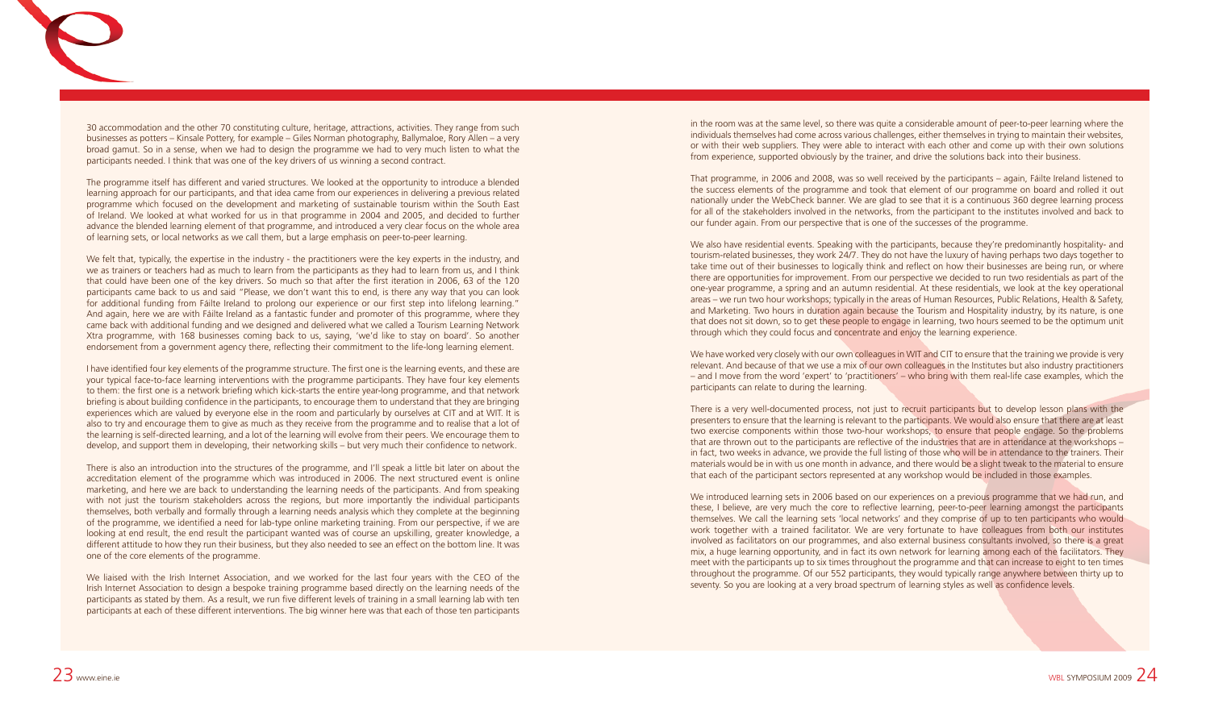30 accommodation and the other 70 constituting culture, heritage, attractions, activities. They range from such businesses as potters – Kinsale Pottery, for example – Giles Norman photography, Ballymaloe, Rory Allen – a very broad gamut. So in a sense, when we had to design the programme we had to very much listen to what the participants needed. I think that was one of the key drivers of us winning a second contract.

The programme itself has different and varied structures. We looked at the opportunity to introduce a blended learning approach for our participants, and that idea came from our experiences in delivering a previous related programme which focused on the development and marketing of sustainable tourism within the South East of Ireland. We looked at what worked for us in that programme in 2004 and 2005, and decided to further advance the blended learning element of that programme, and introduced a very clear focus on the whole area of learning sets, or local networks as we call them, but a large emphasis on peer-to-peer learning.

We felt that, typically, the expertise in the industry - the practitioners were the key experts in the industry, and we as trainers or teachers had as much to learn from the participants as they had to learn from us, and I think that could have been one of the key drivers. So much so that after the first iteration in 2006, 63 of the 120 participants came back to us and said "Please, we don't want this to end, is there any way that you can look for additional funding from Fáilte Ireland to prolong our experience or our first step into lifelong learning." And again, here we are with Fáilte Ireland as a fantastic funder and promoter of this programme, where they came back with additional funding and we designed and delivered what we called a Tourism Learning Network Xtra programme, with 168 businesses coming back to us, saying, 'we'd like to stay on board'. So another endorsement from a government agency there, reflecting their commitment to the life-long learning element.

I have identified four key elements of the programme structure. The first one is the learning events, and these are your typical face-to-face learning interventions with the programme participants. They have four key elements to them: the first one is a network briefing which kick-starts the entire year-long programme, and that network briefing is about building confidence in the participants, to encourage them to understand that they are bringing experiences which are valued by everyone else in the room and particularly by ourselves at CIT and at WIT. It is also to try and encourage them to give as much as they receive from the programme and to realise that a lot of the learning is self-directed learning, and a lot of the learning will evolve from their peers. We encourage them to develop, and support them in developing, their networking skills – but very much their confidence to network.

There is also an introduction into the structures of the programme, and I'll speak a little bit later on about the accreditation element of the programme which was introduced in 2006. The next structured event is online marketing, and here we are back to understanding the learning needs of the participants. And from speaking with not just the tourism stakeholders across the regions, but more importantly the individual participants themselves, both verbally and formally through a learning needs analysis which they complete at the beginning of the programme, we identified a need for lab-type online marketing training. From our perspective, if we are looking at end result, the end result the participant wanted was of course an upskilling, greater knowledge, a different attitude to how they run their business, but they also needed to see an effect on the bottom line. It was one of the core elements of the programme.

We liaised with the Irish Internet Association, and we worked for the last four years with the CEO of the Irish Internet Association to design a bespoke training programme based directly on the learning needs of the participants as stated by them. As a result, we run five different levels of training in a small learning lab with ten participants at each of these different interventions. The big winner here was that each of those ten participants in the room was at the same level, so there was quite a considerable amount of peer-to-peer learning where the individuals themselves had come across various challenges, either themselves in trying to maintain their websites, or with their web suppliers. They were able to interact with each other and come up with their own solutions from experience, supported obviously by the trainer, and drive the solutions back into their business.

That programme, in 2006 and 2008, was so well received by the participants – again, Fáilte Ireland listened to the success elements of the programme and took that element of our programme on board and rolled it out nationally under the WebCheck banner. We are glad to see that it is a continuous 360 degree learning process for all of the stakeholders involved in the networks, from the participant to the institutes involved and back to our funder again. From our perspective that is one of the successes of the programme.

We also have residential events. Speaking with the participants, because they're predominantly hospitality- and tourism-related businesses, they work 24/7. They do not have the luxury of having perhaps two days together to take time out of their businesses to logically think and reflect on how their businesses are being run, or where there are opportunities for improvement. From our perspective we decided to run two residentials as part of the one-year programme, a spring and an autumn residential. At these residentials, we look at the key operational areas – we run two hour workshops; typically in the areas of Human Resources, Public Relations, Health & Safety, and Marketing. Two hours in duration again because the Tourism and Hospitality industry, by its nature, is one that does not sit down, so to get these people to engage in learning, two hours seemed to be the optimum unit through which they could focus and concentrate and enjoy the learning experience.

We have worked very closely with our own colleagues in WIT and CIT to ensure that the training we provide is very relevant. And because of that we use a mix of our own colleagues in the Institutes but also industry practitioners – and I move from the word 'expert' to 'practitioners' – who bring with them real-life case examples, which the participants can relate to during the learning.

There is a very well-documented process, not just to recruit participants but to develop lesson plans with the presenters to ensure that the learning is relevant to the participants. We would also ensure that there are at least two exercise components within those two-hour workshops, to ensure that people engage. So the problems that are thrown out to the participants are reflective of the industries that are in attendance at the workshops – in fact, two weeks in advance, we provide the full listing of those who will be in attendance to the trainers. Their materials would be in with us one month in advance, and there would be a slight tweak to the material to ensure that each of the participant sectors represented at any workshop would be included in those examples.

We introduced learning sets in 2006 based on our experiences on a previous programme that we had run, and these, I believe, are very much the core to reflective learning, peer-to-peer learning amongst the participants themselves. We call the learning sets 'local networks' and they comprise of up to ten participants who would work together with a trained facilitator. We are very fortunate to have colleagues from both our institutes involved as facilitators on our programmes, and also external business consultants involved, so there is a great mix, a huge learning opportunity, and in fact its own network for learning among each of the facilitators. They meet with the participants up to six times throughout the programme and that can increase to eight to ten times throughout the programme. Of our 552 participants, they would typically range anywhere between thirty up to seventy. So you are looking at a very broad spectrum of learning styles as well as confidence levels.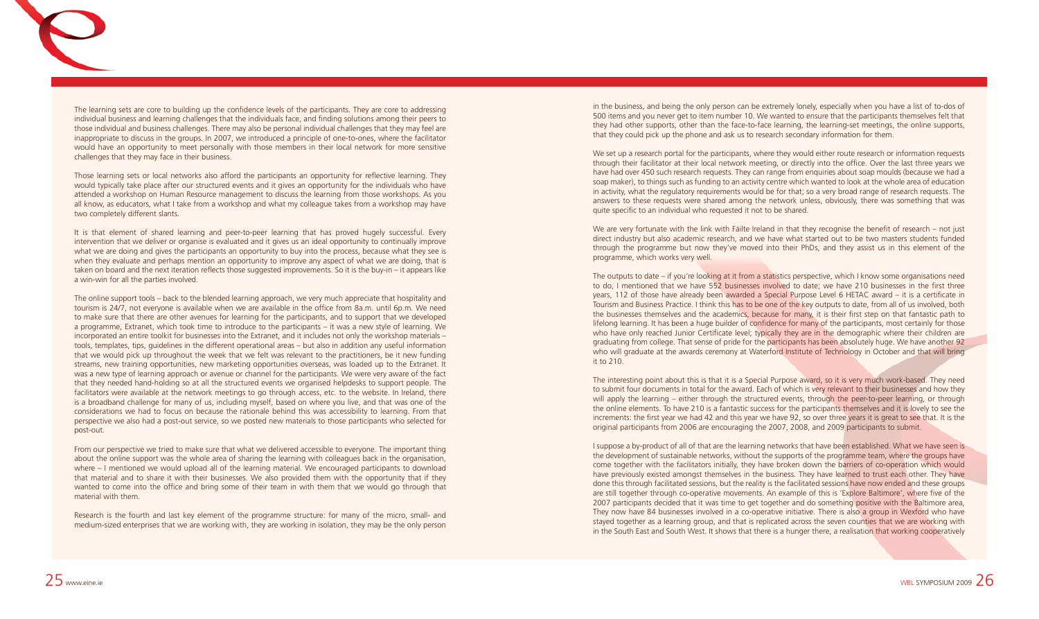The learning sets are core to building up the confidence levels of the participants. They are core to addressing individual business and learning challenges that the individuals face, and finding solutions among their peers to those individual and business challenges. There may also be personal individual challenges that they may feel are inappropriate to discuss in the groups. In 2007, we introduced a principle of one-to-ones, where the facilitator would have an opportunity to meet personally with those members in their local network for more sensitive challenges that they may face in their business.

Those learning sets or local networks also afford the participants an opportunity for reflective learning. They would typically take place after our structured events and it gives an opportunity for the individuals who have attended a workshop on Human Resource management to discuss the learning from those workshops. As you all know, as educators, what I take from a workshop and what my colleague takes from a workshop may have two completely different slants.

It is that element of shared learning and peer-to-peer learning that has proved hugely successful. Every intervention that we deliver or organise is evaluated and it gives us an ideal opportunity to continually improve what we are doing and gives the participants an opportunity to buy into the process, because what they see is when they evaluate and perhaps mention an opportunity to improve any aspect of what we are doing, that is taken on board and the next iteration reflects those suggested improvements. So it is the buy-in – it appears like a win-win for all the parties involved.

The online support tools – back to the blended learning approach, we very much appreciate that hospitality and tourism is 24/7, not everyone is available when we are available in the office from 8a.m. until 6p.m. We need to make sure that there are other avenues for learning for the participants, and to support that we developed a programme, Extranet, which took time to introduce to the participants – it was a new style of learning. We incorporated an entire toolkit for businesses into the Extranet, and it includes not only the workshop materials – tools, templates, tips, guidelines in the different operational areas – but also in addition any useful information that we would pick up throughout the week that we felt was relevant to the practitioners, be it new funding streams, new training opportunities, new marketing opportunities overseas, was loaded up to the Extranet. It was a new type of learning approach or avenue or channel for the participants. We were very aware of the fact that they needed hand-holding so at all the structured events we organised helpdesks to support people. The facilitators were available at the network meetings to go through access, etc. to the website. In Ireland, there is a broadband challenge for many of us, including myself, based on where you live, and that was one of the considerations we had to focus on because the rationale behind this was accessibility to learning. From that perspective we also had a post-out service, so we posted new materials to those participants who selected for post-out.

From our perspective we tried to make sure that what we delivered accessible to everyone. The important thing about the online support was the whole area of sharing the learning with colleagues back in the organisation, where – I mentioned we would upload all of the learning material. We encouraged participants to download that material and to share it with their businesses. We also provided them with the opportunity that if they wanted to come into the office and bring some of their team in with them that we would go through that material with them.

Research is the fourth and last key element of the programme structure: for many of the micro, small- and medium-sized enterprises that we are working with, they are working in isolation, they may be the only person in the business, and being the only person can be extremely lonely, especially when you have a list of to-dos of 500 items and you never get to item number 10. We wanted to ensure that the participants themselves felt that they had other supports, other than the face-to-face learning, the learning-set meetings, the online supports, that they could pick up the phone and ask us to research secondary information for them.

We set up a research portal for the participants, where they would either route research or information requests through their facilitator at their local network meeting, or directly into the office. Over the last three years we have had over 450 such research requests. They can range from enquiries about soap moulds (because we had a soap maker), to things such as funding to an activity centre which wanted to look at the whole area of education in activity, what the regulatory requirements would be for that; so a very broad range of research requests. The answers to these requests were shared among the network unless, obviously, there was something that was quite specific to an individual who requested it not to be shared.

We are very fortunate with the link with Fáilte Ireland in that they recognise the benefit of research – not just direct industry but also academic research, and we have what started out to be two masters students funded through the programme but now they've moved into their PhDs, and they assist us in this element of the programme, which works very well.

The outputs to date – if you're looking at it from a statistics perspective, which I know some organisations need to do, I mentioned that we have 552 businesses involved to date; we have 210 businesses in the first three years, 112 of those have already been awarded a Special Purpose Level 6 HETAC award – it is a certificate in Tourism and Business Practice. I think this has to be one of the key outputs to date, from all of us involved, both the businesses themselves and the academics, because for many, it is their first step on that fantastic path to lifelong learning. It has been a huge builder of confidence for many of the participants, most certainly for those who have only reached Junior Certificate level; typically they are in the demographic where their children are graduating from college. That sense of pride for the participants has been absolutely huge. We have another 92 who will graduate at the awards ceremony at Waterford Institute of Technology in October and that will bring it to 210.

The interesting point about this is that it is a Special Purpose award, so it is very much work-based. They need to submit four documents in total for the award. Each of which is very relevant to their businesses and how they will apply the learning – either through the structured events, through the peer-to-peer learning, or through the online elements. To have 210 is a fantastic success for the participants themselves and it is lovely to see the increments: the first year we had 42 and this year we have 92, so over three years it is great to see that. It is the original participants from 2006 are encouraging the 2007, 2008, and 2009 participants to submit.

I suppose a by-product of all of that are the learning networks that have been established. What we have seen is the development of sustainable networks, without the supports of the programme team, where the groups have come together with the facilitators initially, they have broken down the barriers of co-operation which would have previously existed amongst themselves in the business. They have learned to trust each other. They have done this through facilitated sessions, but the reality is the facilitated sessions have now ended and these groups are still together through co-operative movements. An example of this is 'Explore Baltimore', where five of the 2007 participants decided that it was time to get together and do something positive with the Baltimore area, They now have 84 businesses involved in a co-operative initiative. There is also a group in Wexford who have stayed together as a learning group, and that is replicated across the seven counties that we are working with in the South East and South West. It shows that there is a hunger there, a realisation that working cooperatively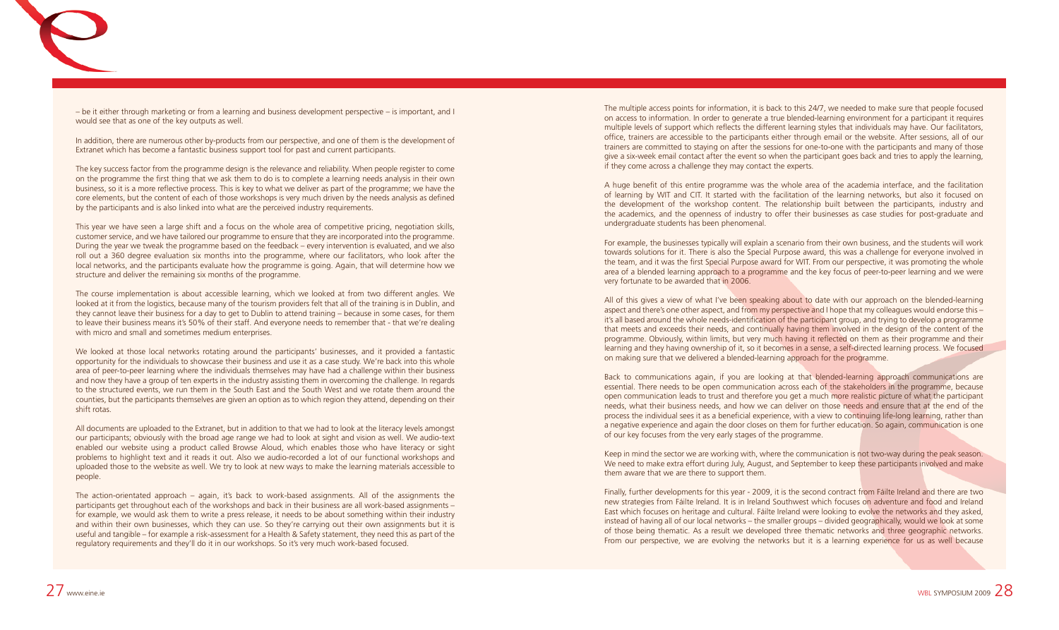– be it either through marketing or from a learning and business development perspective – is important, and I would see that as one of the key outputs as well.

In addition, there are numerous other by-products from our perspective, and one of them is the development of Extranet which has become a fantastic business support tool for past and current participants.

The key success factor from the programme design is the relevance and reliability. When people register to come on the programme the first thing that we ask them to do is to complete a learning needs analysis in their own business, so it is a more reflective process. This is key to what we deliver as part of the programme; we have the core elements, but the content of each of those workshops is very much driven by the needs analysis as defined by the participants and is also linked into what are the perceived industry requirements.

This year we have seen a large shift and a focus on the whole area of competitive pricing, negotiation skills, customer service, and we have tailored our programme to ensure that they are incorporated into the programme. During the year we tweak the programme based on the feedback – every intervention is evaluated, and we also roll out a 360 degree evaluation six months into the programme, where our facilitators, who look after the local networks, and the participants evaluate how the programme is going. Again, that will determine how we structure and deliver the remaining six months of the programme.

The course implementation is about accessible learning, which we looked at from two different angles. We looked at it from the logistics, because many of the tourism providers felt that all of the training is in Dublin, and they cannot leave their business for a day to get to Dublin to attend training – because in some cases, for them to leave their business means it's 50% of their staff. And everyone needs to remember that - that we're dealing with micro and small and sometimes medium enterprises.

We looked at those local networks rotating around the participants' businesses, and it provided a fantastic opportunity for the individuals to showcase their business and use it as a case study. We're back into this whole area of peer-to-peer learning where the individuals themselves may have had a challenge within their business and now they have a group of ten experts in the industry assisting them in overcoming the challenge. In regards to the structured events, we run them in the South East and the South West and we rotate them around the counties, but the participants themselves are given an option as to which region they attend, depending on their shift rotas.

All documents are uploaded to the Extranet, but in addition to that we had to look at the literacy levels amongst our participants; obviously with the broad age range we had to look at sight and vision as well. We audio-text enabled our website using a product called Browse Aloud, which enables those who have literacy or sight problems to highlight text and it reads it out. Also we audio-recorded a lot of our functional workshops and uploaded those to the website as well. We try to look at new ways to make the learning materials accessible to people.

The action-orientated approach – again, it's back to work-based assignments. All of the assignments the participants get throughout each of the workshops and back in their business are all work-based assignments – for example, we would ask them to write a press release, it needs to be about something within their industry and within their own businesses, which they can use. So they're carrying out their own assignments but it is useful and tangible – for example a risk-assessment for a Health & Safety statement, they need this as part of the regulatory requirements and they'll do it in our workshops. So it's very much work-based focused.

The multiple access points for information, it is back to this 24/7, we needed to make sure that people focused on access to information. In order to generate a true blended-learning environment for a participant it requires multiple levels of support which reflects the different learning styles that individuals may have. Our facilitators, office, trainers are accessible to the participants either through email or the website. After sessions, all of our trainers are committed to staying on after the sessions for one-to-one with the participants and many of those give a six-week email contact after the event so when the participant goes back and tries to apply the learning, if they come across a challenge they may contact the experts.

A huge benefit of this entire programme was the whole area of the academia interface, and the facilitation of learning by WIT and CIT. It started with the facilitation of the learning networks, but also it focused on the development of the workshop content. The relationship built between the participants, industry and the academics, and the openness of industry to offer their businesses as case studies for post-graduate and undergraduate students has been phenomenal.

For example, the businesses typically will explain a scenario from their own business, and the students will work towards solutions for it. There is also the Special Purpose award, this was a challenge for everyone involved in the team, and it was the first Special Purpose award for WIT. From our perspective, it was promoting the whole area of a blended learning approach to a programme and the key focus of peer-to-peer learning and we were very fortunate to be awarded that in 2006.

All of this gives a view of what I've been speaking about to date with our approach on the blended-learning aspect and there's one other aspect, and from my perspective and I hope that my colleagues would endorse this – it's all based around the whole needs-identification of the participant group, and trying to develop a programme that meets and exceeds their needs, and continually having them involved in the design of the content of the programme. Obviously, within limits, but very much having it reflected on them as their programme and their learning and they having ownership of it, so it becomes in a sense, a self-directed learning process. We focused on making sure that we delivered a blended-learning approach for the programme.

Back to communications again, if you are looking at that blended-learning approach communications are essential. There needs to be open communication across each of the stakeholders in the programme, because open communication leads to trust and therefore you get a much more realistic picture of what the participant needs, what their business needs, and how we can deliver on those needs and ensure that at the end of the process the individual sees it as a beneficial experience, with a view to continuing life-long learning, rather than a negative experience and again the door closes on them for further education. So again, communication is one of our key focuses from the very early stages of the programme.

Keep in mind the sector we are working with, where the communication is not two-way during the peak season. We need to make extra effort during July, August, and September to keep these participants involved and make them aware that we are there to support them.

Finally, further developments for this year - 2009, it is the second contract from Fáilte Ireland and there are two new strategies from Fáilte Ireland. It is in Ireland Southwest which focuses on adventure and food and Ireland East which focuses on heritage and cultural. Fáilte Ireland were looking to evolve the networks and they asked, instead of having all of our local networks – the smaller groups – divided geographically, would we look at some of those being thematic. As a result we developed three thematic networks and three geographic networks. From our perspective, we are evolving the networks but it is a learning experience for us as well because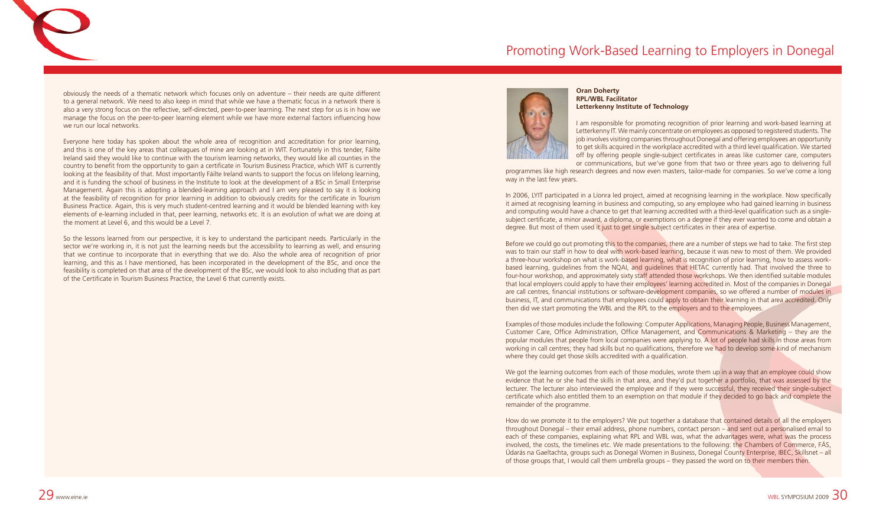obviously the needs of a thematic network which focuses only on adventure – their needs are quite different to a general network. We need to also keep in mind that while we have a thematic focus in a network there is also a very strong focus on the reflective, self-directed, peer-to-peer learning. The next step for us is in how we manage the focus on the peer-to-peer learning element while we have more external factors influencing how we run our local networks.

Everyone here today has spoken about the whole area of recognition and accreditation for prior learning, and this is one of the key areas that colleagues of mine are looking at in WIT. Fortunately in this tender, Fáilte Ireland said they would like to continue with the tourism learning networks, they would like all counties in the country to benefit from the opportunity to gain a certificate in Tourism Business Practice, which WIT is currently looking at the feasibility of that. Most importantly Fáilte Ireland wants to support the focus on lifelong learning, and it is funding the school of business in the Institute to look at the development of a BSc in Small Enterprise Management. Again this is adopting a blended-learning approach and I am very pleased to say it is looking at the feasibility of recognition for prior learning in addition to obviously credits for the certificate in Tourism Business Practice. Again, this is very much student-centred learning and it would be blended learning with key elements of e-learning included in that, peer learning, networks etc. It is an evolution of what we are doing at the moment at Level 6, and this would be a Level 7.

So the lessons learned from our perspective, it is key to understand the participant needs. Particularly in the sector we're working in, it is not just the learning needs but the accessibility to learning as well, and ensuring that we continue to incorporate that in everything that we do. Also the whole area of recognition of prior learning, and this as I have mentioned, has been incorporated in the development of the BSc, and once the feasibility is completed on that area of the development of the BSc, we would look to also including that as part of the Certificate in Tourism Business Practice, the Level 6 that currently exists.

# Promoting Work-Based Learning to Employers in Donegal

**Oran Doherty**
**RPL/WBL Facilitator**
**Letterkenny Institute of Technology**

I am responsible for promoting recognition of prior learning and work-based learning at Letterkenny IT. We mainly concentrate on employees as opposed to registered students. The job involves visiting companies throughout Donegal and offering employees an opportunity to get skills acquired in the workplace accredited with a third level qualification. We started off by offering people single-subject certificates in areas like customer care, computers or communications, but we've gone from that two or three years ago to delivering full programmes like high research degrees and now even masters, tailor-made for companies. So we've come a long way in the last few years.

In 2006, LYIT participated in a Líonra led project, aimed at recognising learning in the workplace. Now specifically it aimed at recognising learning in business and computing, so any employee who had gained learning in business and computing would have a chance to get that learning accredited with a third-level qualification such as a single-subject certificate, a minor award, a diploma, or exemptions on a degree if they ever wanted to come and obtain a degree. But most of them used it just to get single subject certificates in their area of expertise.

Before we could go out promoting this to the companies, there are a number of steps we had to take. The first step was to train our staff in how to deal with work-based learning, because it was new to most of them. We provided a three-hour workshop on what is work-based learning, what is recognition of prior learning, how to assess work-based learning, guidelines from the NQAI, and guidelines that HETAC currently had. That involved the three to four-hour workshop, and approximately sixty staff attended those workshops. We then identified suitable modules that local employers could apply to have their employees' learning accredited in. Most of the companies in Donegal are call centres, financial institutions or software-development companies, so we offered a number of modules in business, IT, and communications that employees could apply to obtain their learning in that area accredited. Only then did we start promoting the WBL and the RPL to the employers and to the employees.

Examples of those modules include the following: Computer Applications, Managing People, Business Management, Customer Care, Office Administration, Office Management, and Communications & Marketing – they are the popular modules that people from local companies were applying to. A lot of people had skills in those areas from working in call centres; they had skills but no qualifications, therefore we had to develop some kind of mechanism where they could get those skills accredited with a qualification.

We got the learning outcomes from each of those modules, wrote them up in a way that an employee could show evidence that he or she had the skills in that area, and they'd put together a portfolio, that was assessed by the lecturer. The lecturer also interviewed the employee and if they were successful, they received their single-subject certificate which also entitled them to an exemption on that module if they decided to go back and complete the remainder of the programme.

How do we promote it to the employers? We put together a database that contained details of all the employers throughout Donegal – their email address, phone numbers, contact person – and sent out a personalised email to each of these companies, explaining what RPL and WBL was, what the advantages were, what was the process involved, the costs, the timelines etc. We made presentations to the following: the Chambers of Commerce, FÁS, Údarás na Gaeltachta, groups such as Donegal Women in Business, Donegal County Enterprise, IBEC, Skillsnet – all of those groups that, I would call them umbrella groups – they passed the word on to their members then.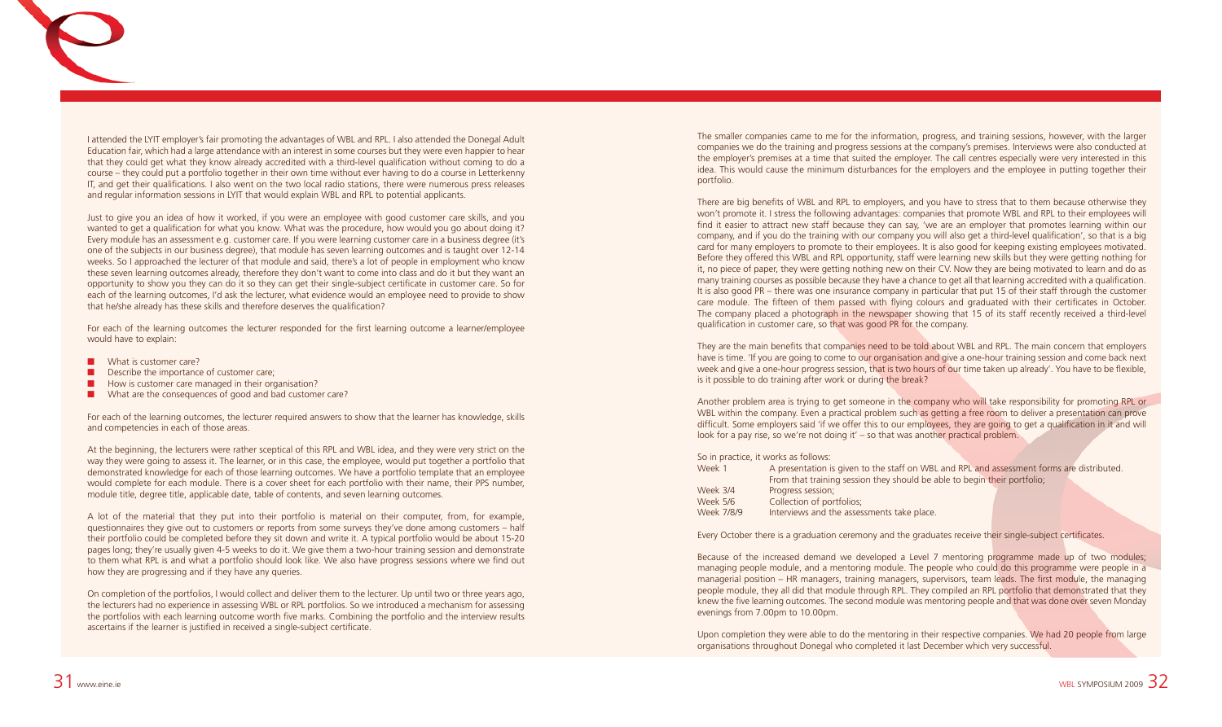I attended the LYIT employer's fair promoting the advantages of WBL and RPL. I also attended the Donegal Adult Education fair, which had a large attendance with an interest in some courses but they were even happier to hear that they could get what they know already accredited with a third-level qualification without coming to do a course – they could put a portfolio together in their own time without ever having to do a course in Letterkenny IT, and get their qualifications. I also went on the two local radio stations, there were numerous press releases and regular information sessions in LYIT that would explain WBL and RPL to potential applicants.

Just to give you an idea of how it worked, if you were an employee with good customer care skills, and you wanted to get a qualification for what you know. What was the procedure, how would you go about doing it? Every module has an assessment e.g. customer care. If you were learning customer care in a business degree (it's one of the subjects in our business degree), that module has seven learning outcomes and is taught over 12-14 weeks. So I approached the lecturer of that module and said, there's a lot of people in employment who know these seven learning outcomes already, therefore they don't want to come into class and do it but they want an opportunity to show you they can do it so they can get their single-subject certificate in customer care. So for each of the learning outcomes, I'd ask the lecturer, what evidence would an employee need to provide to show that he/she already has these skills and therefore deserves the qualification?

For each of the learning outcomes the lecturer responded for the first learning outcome a learner/employee would have to explain:

- What is customer care?
- Describe the importance of customer care;
- How is customer care managed in their organisation?
- What are the consequences of good and bad customer care?

For each of the learning outcomes, the lecturer required answers to show that the learner has knowledge, skills and competencies in each of those areas.

At the beginning, the lecturers were rather sceptical of this RPL and WBL idea, and they were very strict on the way they were going to assess it. The learner, or in this case, the employee, would put together a portfolio that demonstrated knowledge for each of those learning outcomes. We have a portfolio template that an employee would complete for each module. There is a cover sheet for each portfolio with their name, their PPS number, module title, degree title, applicable date, table of contents, and seven learning outcomes.

A lot of the material that they put into their portfolio is material on their computer, from, for example, questionnaires they give out to customers or reports from some surveys they've done among customers – half their portfolio could be completed before they sit down and write it. A typical portfolio would be about 15-20 pages long; they're usually given 4-5 weeks to do it. We give them a two-hour training session and demonstrate to them what RPL is and what a portfolio should look like. We also have progress sessions where we find out how they are progressing and if they have any queries.

On completion of the portfolios, I would collect and deliver them to the lecturer. Up until two or three years ago, the lecturers had no experience in assessing WBL or RPL portfolios. So we introduced a mechanism for assessing the portfolios with each learning outcome worth five marks. Combining the portfolio and the interview results ascertains if the learner is justified in received a single-subject certificate.

The smaller companies came to me for the information, progress, and training sessions, however, with the larger companies we do the training and progress sessions at the company's premises. Interviews were also conducted at the employer's premises at a time that suited the employer. The call centres especially were very interested in this idea. This would cause the minimum disturbances for the employers and the employee in putting together their portfolio.

There are big benefits of WBL and RPL to employers, and you have to stress that to them because otherwise they won't promote it. I stress the following advantages: companies that promote WBL and RPL to their employees will find it easier to attract new staff because they can say, 'we are an employer that promotes learning within our company, and if you do the training with our company you will also get a third-level qualification', so that is a big card for many employers to promote to their employees. It is also good for keeping existing employees motivated. Before they offered this WBL and RPL opportunity, staff were learning new skills but they were getting nothing for it, no piece of paper, they were getting nothing new on their CV. Now they are being motivated to learn and do as many training courses as possible because they have a chance to get all that learning accredited with a qualification. It is also good PR – there was one insurance company in particular that put 15 of their staff through the customer care module. The fifteen of them passed with flying colours and graduated with their certificates in October. The company placed a photograph in the newspaper showing that 15 of its staff recently received a third-level qualification in customer care, so that was good PR for the company.

They are the main benefits that companies need to be told about WBL and RPL. The main concern that employers have is time. 'If you are going to come to our organisation and give a one-hour training session and come back next week and give a one-hour progress session, that is two hours of our time taken up already'. You have to be flexible, is it possible to do training after work or during the break?

Another problem area is trying to get someone in the company who will take responsibility for promoting RPL or WBL within the company. Even a practical problem such as getting a free room to deliver a presentation can prove difficult. Some employers said 'if we offer this to our employees, they are going to get a qualification in it and will look for a pay rise, so we're not doing it' – so that was another practical problem.

So in practice, it works as follows:

| | |
|---|---|
| Week 1 | A presentation is given to the staff on WBL and RPL and assessment forms are distributed. From that training session they should be able to begin their portfolio; |
| Week 3/4 | Progress session; |
| Week 5/6 | Collection of portfolios; |
| Week 7/8/9 | Interviews and the assessments take place. |

Every October there is a graduation ceremony and the graduates receive their single-subject certificates.

Because of the increased demand we developed a Level 7 mentoring programme made up of two modules; managing people module, and a mentoring module. The people who could do this programme were people in a managerial position – HR managers, training managers, supervisors, team leads. The first module, the managing people module, they all did that module through RPL. They compiled an RPL portfolio that demonstrated that they knew the five learning outcomes. The second module was mentoring people and that was done over seven Monday evenings from 7.00pm to 10.00pm.

Upon completion they were able to do the mentoring in their respective companies. We had 20 people from large organisations throughout Donegal who completed it last December which very successful.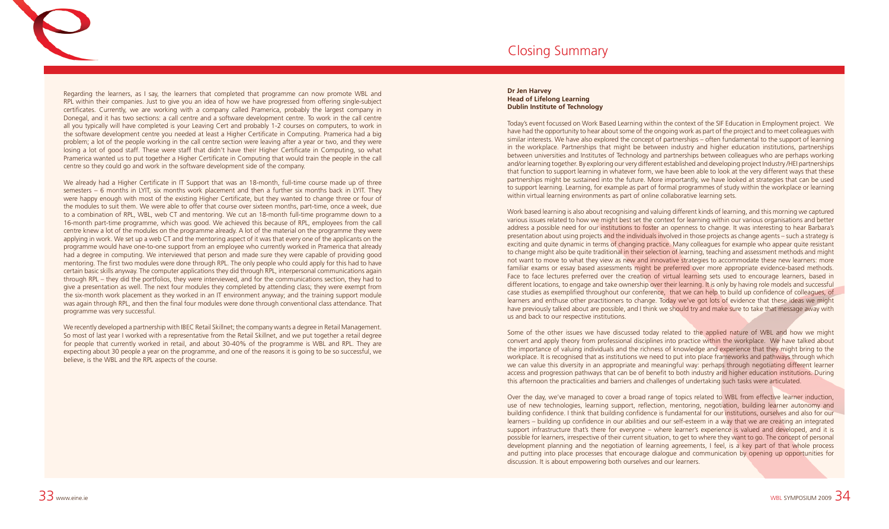Regarding the learners, as I say, the learners that completed that programme can now promote WBL and RPL within their companies. Just to give you an idea of how we have progressed from offering single-subject certificates. Currently, we are working with a company called Pramerica, probably the largest company in Donegal, and it has two sections: a call centre and a software development centre. To work in the call centre all you typically will have completed is your Leaving Cert and probably 1-2 courses on computers, to work in the software development centre you needed at least a Higher Certificate in Computing. Pramerica had a big problem; a lot of the people working in the call centre section were leaving after a year or two, and they were losing a lot of good staff. These were staff that didn't have their Higher Certificate in Computing, so what Pramerica wanted us to put together a Higher Certificate in Computing that would train the people in the call centre so they could go and work in the software development side of the company.

We already had a Higher Certificate in IT Support that was an 18-month, full-time course made up of three semesters – 6 months in LYIT, six months work placement and then a further six months back in LYIT. They were happy enough with most of the existing Higher Certificate, but they wanted to change three or four of the modules to suit them. We were able to offer that course over sixteen months, part-time, once a week, due to a combination of RPL, WBL, web CT and mentoring. We cut an 18-month full-time programme down to a 16-month part-time programme, which was good. We achieved this because of RPL, employees from the call centre knew a lot of the modules on the programme already. A lot of the material on the programme they were applying in work. We set up a web CT and the mentoring aspect of it was that every one of the applicants on the programme would have one-to-one support from an employee who currently worked in Pramerica that already had a degree in computing. We interviewed that person and made sure they were capable of providing good mentoring. The first two modules were done through RPL. The only people who could apply for this had to have certain basic skills anyway. The computer applications they did through RPL, interpersonal communications again through RPL – they did the portfolios, they were interviewed, and for the communications section, they had to give a presentation as well. The next four modules they completed by attending class; they were exempt from the six-month work placement as they worked in an IT environment anyway; and the training support module was again through RPL, and then the final four modules were done through conventional class attendance. That programme was very successful.

We recently developed a partnership with IBEC Retail Skillnet; the company wants a degree in Retail Management. So most of last year I worked with a representative from the Retail Skillnet, and we put together a retail degree for people that currently worked in retail, and about 30-40% of the programme is WBL and RPL. They are expecting about 30 people a year on the programme, and one of the reasons it is going to be so successful, we believe, is the WBL and the RPL aspects of the course.

# Closing Summary

**Dr Jen Harvey**
**Head of Lifelong Learning**
**Dublin Institute of Technology**

Today's event focussed on Work Based Learning within the context of the SIF Education in Employment project. We have had the opportunity to hear about some of the ongoing work as part of the project and to meet colleagues with similar interests. We have also explored the concept of partnerships – often fundamental to the support of learning in the workplace. Partnerships that might be between industry and higher education institutions, partnerships between universities and Institutes of Technology and partnerships between colleagues who are perhaps working and/or learning together. By exploring our very different established and developing project Industry /HEI partnerships that function to support learning in whatever form, we have been able to look at the very different ways that these partnerships might be sustained into the future. More importantly, we have looked at strategies that can be used to support learning. Learning, for example as part of formal programmes of study within the workplace or learning within virtual learning environments as part of online collaborative learning sets.

Work based learning is also about recognising and valuing different kinds of learning, and this morning we captured various issues related to how we might best set the context for learning within our various organisations and better address a possible need for our institutions to foster an openness to change. It was interesting to hear Barbara's presentation about using projects and the individuals involved in those projects as change agents – such a strategy is exciting and quite dynamic in terms of changing practice. Many colleagues for example who appear quite resistant to change might also be quite traditional in their selection of learning, teaching and assessment methods and might not want to move to what they view as new and innovative strategies to accommodate these new learners: more familiar exams or essay based assessments might be preferred over more appropriate evidence-based methods. Face to face lectures preferred over the creation of virtual learning sets used to encourage learners, based in different locations, to engage and take ownership over their learning. It is only by having role models and successful case studies as exemplified throughout our conference, that we can help to build up confidence of colleagues, of learners and enthuse other practitioners to change. Today we've got lots of evidence that these ideas we might have previously talked about are possible, and I think we should try and make sure to take that message away with us and back to our respective institutions.

Some of the other issues we have discussed today related to the applied nature of WBL and how we might convert and apply theory from professional disciplines into practice within the workplace. We have talked about the importance of valuing individuals and the richness of knowledge and experience that they might bring to the workplace. It is recognised that as institutions we need to put into place frameworks and pathways through which we can value this diversity in an appropriate and meaningful way: perhaps through negotiating different learner access and progression pathways that can be of benefit to both industry and higher education institutions. During this afternoon the practicalities and barriers and challenges of undertaking such tasks were articulated.

Over the day, we've managed to cover a broad range of topics related to WBL from effective learner induction, use of new technologies, learning support, reflection, mentoring, negotiation, building learner autonomy and building confidence. I think that building confidence is fundamental for our institutions, ourselves and also for our learners – building up confidence in our abilities and our self-esteem in a way that we are creating an integrated support infrastructure that's there for everyone – where learner's experience is valued and developed, and it is possible for learners, irrespective of their current situation, to get to where they want to go. The concept of personal development planning and the negotiation of learning agreements, I feel, is a key part of that whole process and putting into place processes that encourage dialogue and communication by opening up opportunities for discussion. It is about empowering both ourselves and our learners.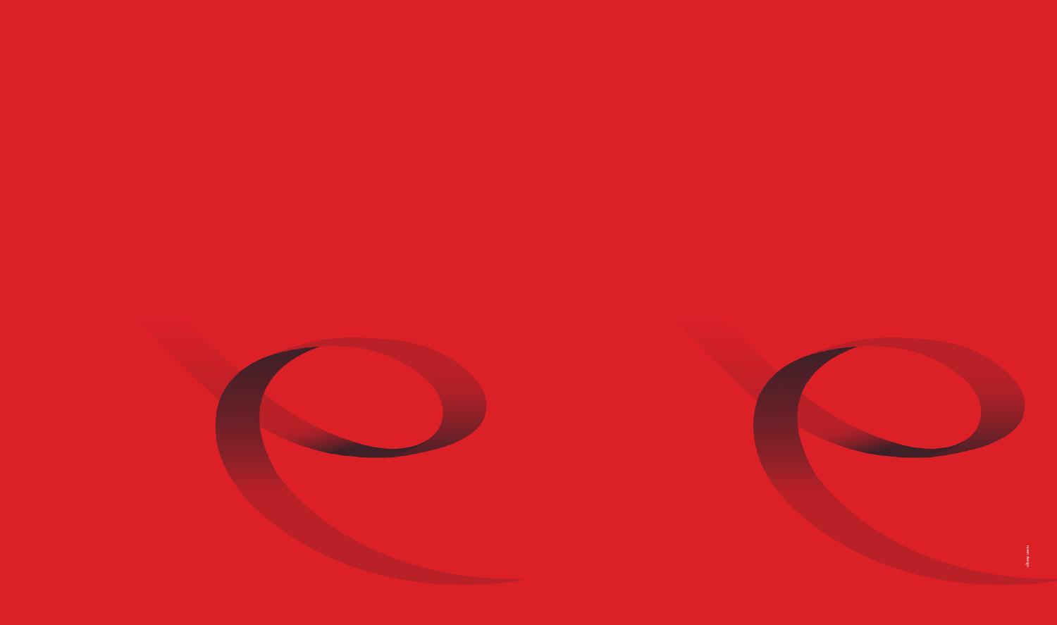cover design